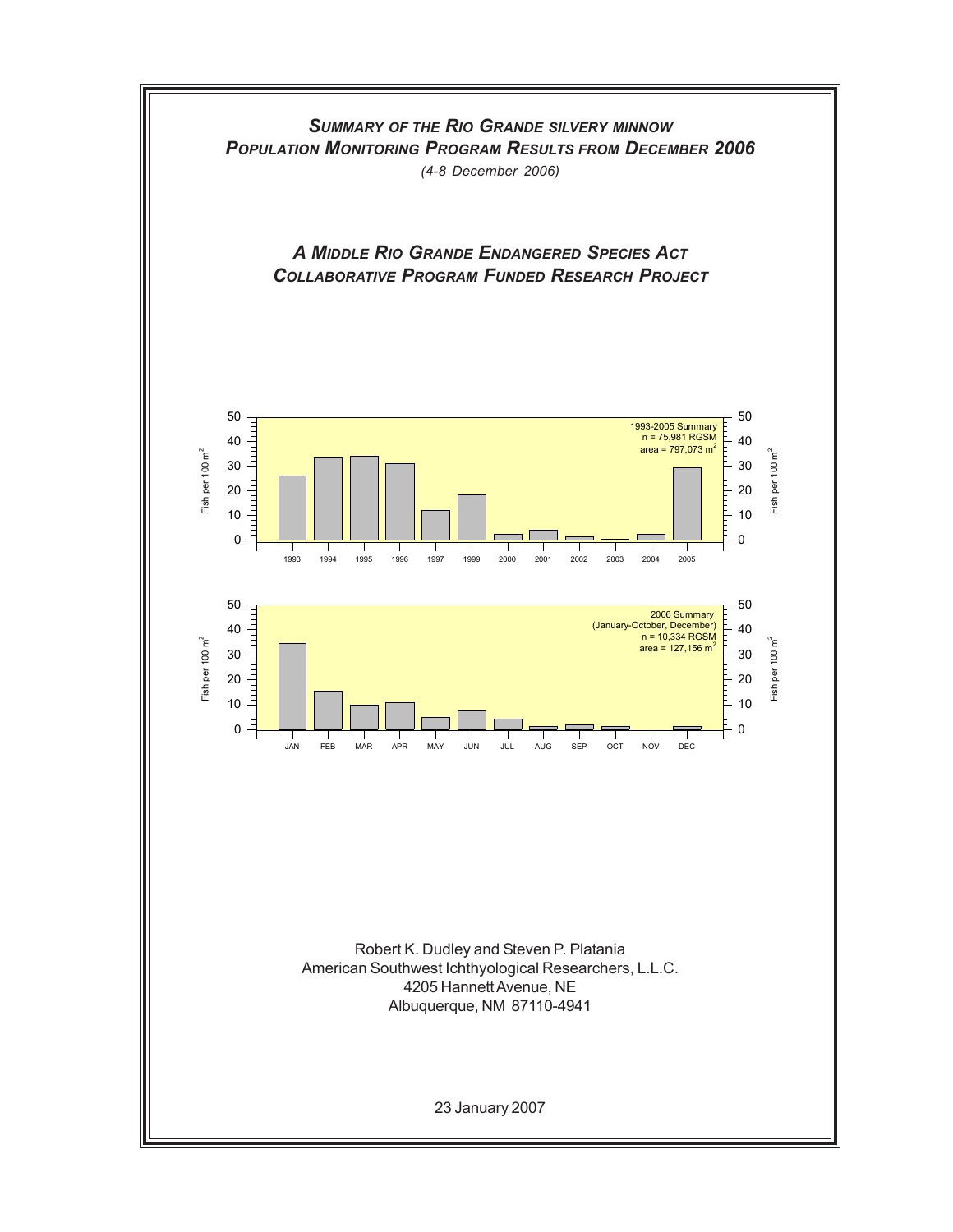# *Summary of the Rio Grande silvery minnow Population Monitoring Program Results from December 2006*

*(4-8 December 2006)*

## *A Middle Rio Grande Endangered Species Act Collaborative Program Funded Research Project*

1993-2005 Summary
n = 75,981 RGSM
area = 797,073 $m^2$

2006 Summary
(January-October, December)
n = 10,334 RGSM
area = 127,156 $m^2$

Robert K. Dudley and Steven P. Platania
American Southwest Ichthyological Researchers, L.L.C.
4205 Hannett Avenue, NE
Albuquerque, NM 87110-4941

23 January 2007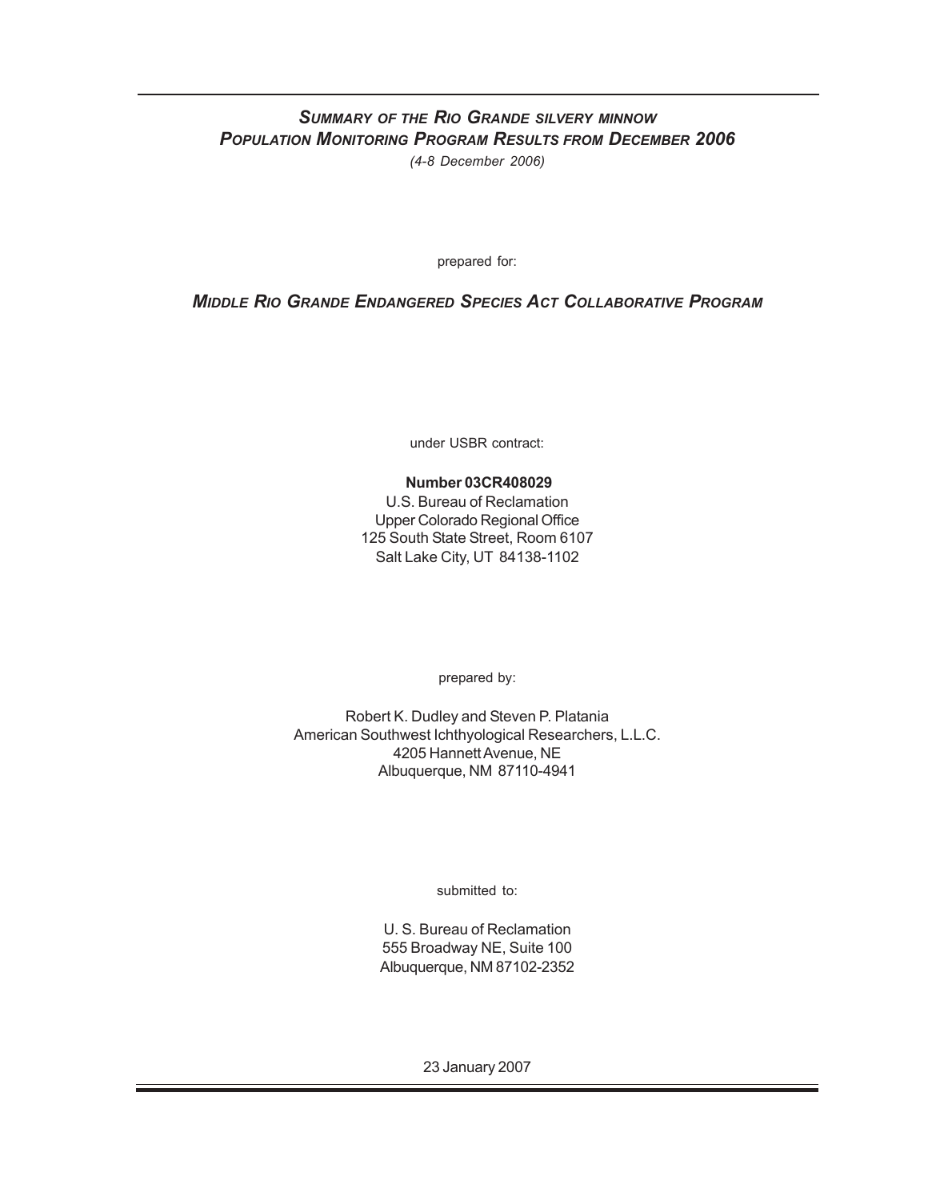# *Summary of the Rio Grande silvery minnow Population Monitoring Program Results from December 2006*

*(4-8 December 2006)*

prepared for:

## *Middle Rio Grande Endangered Species Act Collaborative Program*

under USBR contract:

**Number 03CR408029**
U.S. Bureau of Reclamation
Upper Colorado Regional Office
125 South State Street, Room 6107
Salt Lake City, UT 84138-1102

prepared by:

Robert K. Dudley and Steven P. Platania
American Southwest Ichthyological Researchers, L.L.C.
4205 Hannett Avenue, NE
Albuquerque, NM 87110-4941

submitted to:

U. S. Bureau of Reclamation
555 Broadway NE, Suite 100
Albuquerque, NM 87102-2352

23 January 2007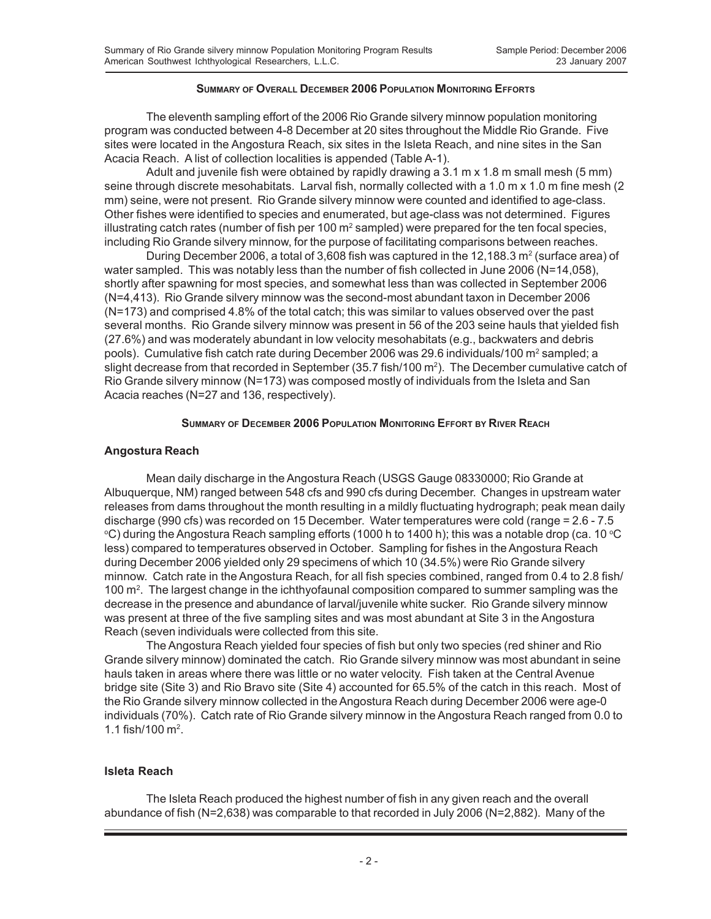## Summary of Overall December 2006 Population Monitoring Efforts

The eleventh sampling effort of the 2006 Rio Grande silvery minnow population monitoring program was conducted between 4-8 December at 20 sites throughout the Middle Rio Grande. Five sites were located in the Angostura Reach, six sites in the Isleta Reach, and nine sites in the San Acacia Reach. A list of collection localities is appended (Table A-1).

Adult and juvenile fish were obtained by rapidly drawing a 3.1 m x 1.8 m small mesh (5 mm) seine through discrete mesohabitats. Larval fish, normally collected with a 1.0 m x 1.0 m fine mesh (2 mm) seine, were not present. Rio Grande silvery minnow were counted and identified to age-class. Other fishes were identified to species and enumerated, but age-class was not determined. Figures illustrating catch rates (number of fish per 100 $m^2$ sampled) were prepared for the ten focal species, including Rio Grande silvery minnow, for the purpose of facilitating comparisons between reaches.

During December 2006, a total of 3,608 fish was captured in the 12,188.3 $m^2$ (surface area) of water sampled. This was notably less than the number of fish collected in June 2006 (N=14,058), shortly after spawning for most species, and somewhat less than was collected in September 2006 (N=4,413). Rio Grande silvery minnow was the second-most abundant taxon in December 2006 (N=173) and comprised 4.8% of the total catch; this was similar to values observed over the past several months. Rio Grande silvery minnow was present in 56 of the 203 seine hauls that yielded fish (27.6%) and was moderately abundant in low velocity mesohabitats (e.g., backwaters and debris pools). Cumulative fish catch rate during December 2006 was 29.6 individuals/100 $m^2$ sampled; a slight decrease from that recorded in September (35.7 fish/100 $m^2$). The December cumulative catch of Rio Grande silvery minnow (N=173) was composed mostly of individuals from the Isleta and San Acacia reaches (N=27 and 136, respectively).

## Summary of December 2006 Population Monitoring Effort by River Reach

### Angostura Reach

Mean daily discharge in the Angostura Reach (USGS Gauge 08330000; Rio Grande at Albuquerque, NM) ranged between 548 cfs and 990 cfs during December. Changes in upstream water releases from dams throughout the month resulting in a mildly fluctuating hydrograph; peak mean daily discharge (990 cfs) was recorded on 15 December. Water temperatures were cold (range = 2.6 - 7.5 °C) during the Angostura Reach sampling efforts (1000 h to 1400 h); this was a notable drop (ca. 10 °C less) compared to temperatures observed in October. Sampling for fishes in the Angostura Reach during December 2006 yielded only 29 specimens of which 10 (34.5%) were Rio Grande silvery minnow. Catch rate in the Angostura Reach, for all fish species combined, ranged from 0.4 to 2.8 fish/100 $m^2$. The largest change in the ichthyofaunal composition compared to summer sampling was the decrease in the presence and abundance of larval/juvenile white sucker. Rio Grande silvery minnow was present at three of the five sampling sites and was most abundant at Site 3 in the Angostura Reach (seven individuals were collected from this site.

The Angostura Reach yielded four species of fish but only two species (red shiner and Rio Grande silvery minnow) dominated the catch. Rio Grande silvery minnow was most abundant in seine hauls taken in areas where there was little or no water velocity. Fish taken at the Central Avenue bridge site (Site 3) and Rio Bravo site (Site 4) accounted for 65.5% of the catch in this reach. Most of the Rio Grande silvery minnow collected in the Angostura Reach during December 2006 were age-0 individuals (70%). Catch rate of Rio Grande silvery minnow in the Angostura Reach ranged from 0.0 to 1.1 fish/100 $m^2$.

### Isleta Reach

The Isleta Reach produced the highest number of fish in any given reach and the overall abundance of fish (N=2,638) was comparable to that recorded in July 2006 (N=2,882). Many of the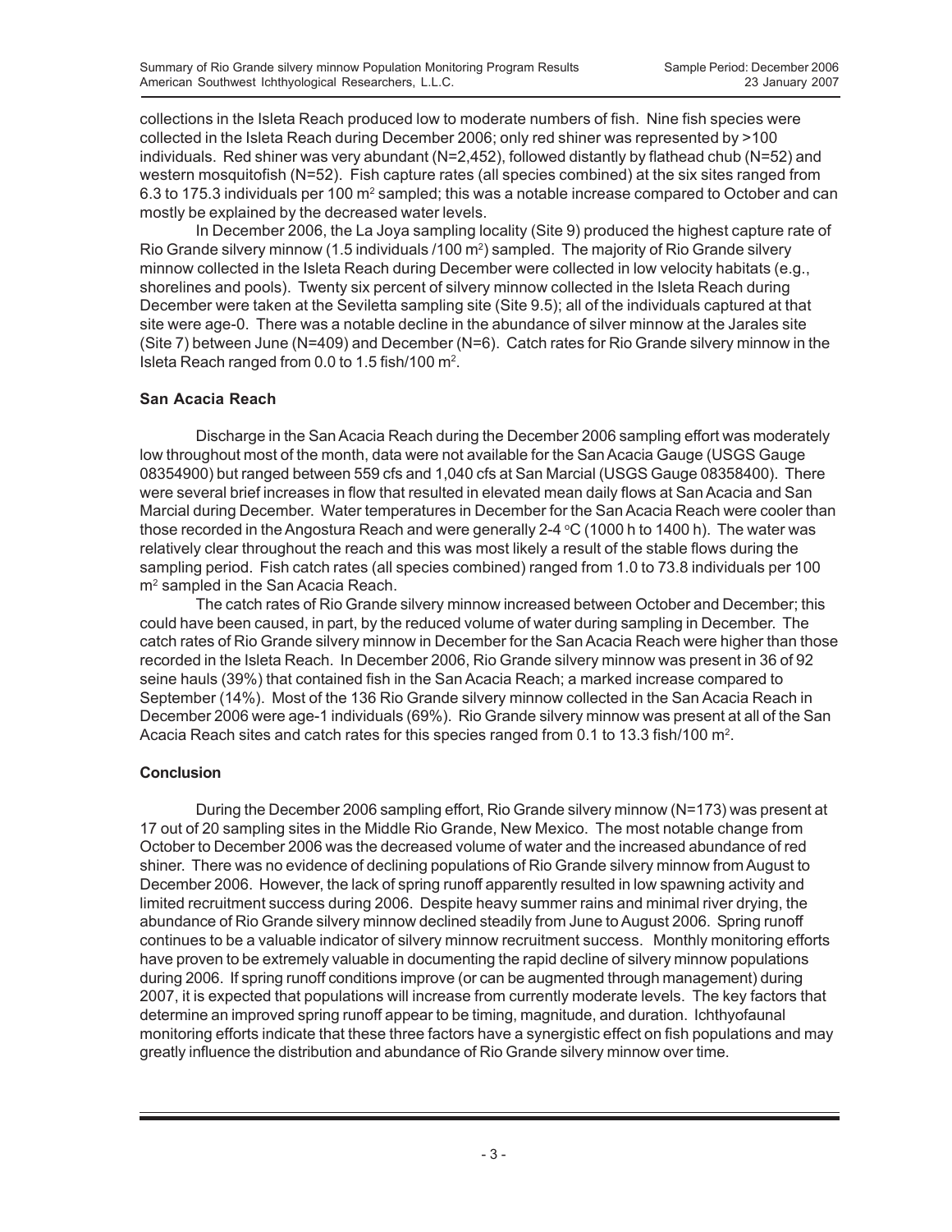collections in the Isleta Reach produced low to moderate numbers of fish. Nine fish species were collected in the Isleta Reach during December 2006; only red shiner was represented by >100 individuals. Red shiner was very abundant (N=2,452), followed distantly by flathead chub (N=52) and western mosquitofish (N=52). Fish capture rates (all species combined) at the six sites ranged from 6.3 to 175.3 individuals per 100 m$^2$ sampled; this was a notable increase compared to October and can mostly be explained by the decreased water levels.

In December 2006, the La Joya sampling locality (Site 9) produced the highest capture rate of Rio Grande silvery minnow (1.5 individuals /100 m$^2$) sampled. The majority of Rio Grande silvery minnow collected in the Isleta Reach during December were collected in low velocity habitats (e.g., shorelines and pools). Twenty six percent of silvery minnow collected in the Isleta Reach during December were taken at the Seviletta sampling site (Site 9.5); all of the individuals captured at that site were age-0. There was a notable decline in the abundance of silver minnow at the Jarales site (Site 7) between June (N=409) and December (N=6). Catch rates for Rio Grande silvery minnow in the Isleta Reach ranged from 0.0 to 1.5 fish/100 m$^2$.

### San Acacia Reach

Discharge in the San Acacia Reach during the December 2006 sampling effort was moderately low throughout most of the month, data were not available for the San Acacia Gauge (USGS Gauge 08354900) but ranged between 559 cfs and 1,040 cfs at San Marcial (USGS Gauge 08358400). There were several brief increases in flow that resulted in elevated mean daily flows at San Acacia and San Marcial during December. Water temperatures in December for the San Acacia Reach were cooler than those recorded in the Angostura Reach and were generally 2-4 °C (1000 h to 1400 h). The water was relatively clear throughout the reach and this was most likely a result of the stable flows during the sampling period. Fish catch rates (all species combined) ranged from 1.0 to 73.8 individuals per 100 m$^2$ sampled in the San Acacia Reach.

The catch rates of Rio Grande silvery minnow increased between October and December; this could have been caused, in part, by the reduced volume of water during sampling in December. The catch rates of Rio Grande silvery minnow in December for the San Acacia Reach were higher than those recorded in the Isleta Reach. In December 2006, Rio Grande silvery minnow was present in 36 of 92 seine hauls (39%) that contained fish in the San Acacia Reach; a marked increase compared to September (14%). Most of the 136 Rio Grande silvery minnow collected in the San Acacia Reach in December 2006 were age-1 individuals (69%). Rio Grande silvery minnow was present at all of the San Acacia Reach sites and catch rates for this species ranged from 0.1 to 13.3 fish/100 m$^2$.

### Conclusion

During the December 2006 sampling effort, Rio Grande silvery minnow (N=173) was present at 17 out of 20 sampling sites in the Middle Rio Grande, New Mexico. The most notable change from October to December 2006 was the decreased volume of water and the increased abundance of red shiner. There was no evidence of declining populations of Rio Grande silvery minnow from August to December 2006. However, the lack of spring runoff apparently resulted in low spawning activity and limited recruitment success during 2006. Despite heavy summer rains and minimal river drying, the abundance of Rio Grande silvery minnow declined steadily from June to August 2006. Spring runoff continues to be a valuable indicator of silvery minnow recruitment success. Monthly monitoring efforts have proven to be extremely valuable in documenting the rapid decline of silvery minnow populations during 2006. If spring runoff conditions improve (or can be augmented through management) during 2007, it is expected that populations will increase from currently moderate levels. The key factors that determine an improved spring runoff appear to be timing, magnitude, and duration. Ichthyofaunal monitoring efforts indicate that these three factors have a synergistic effect on fish populations and may greatly influence the distribution and abundance of Rio Grande silvery minnow over time.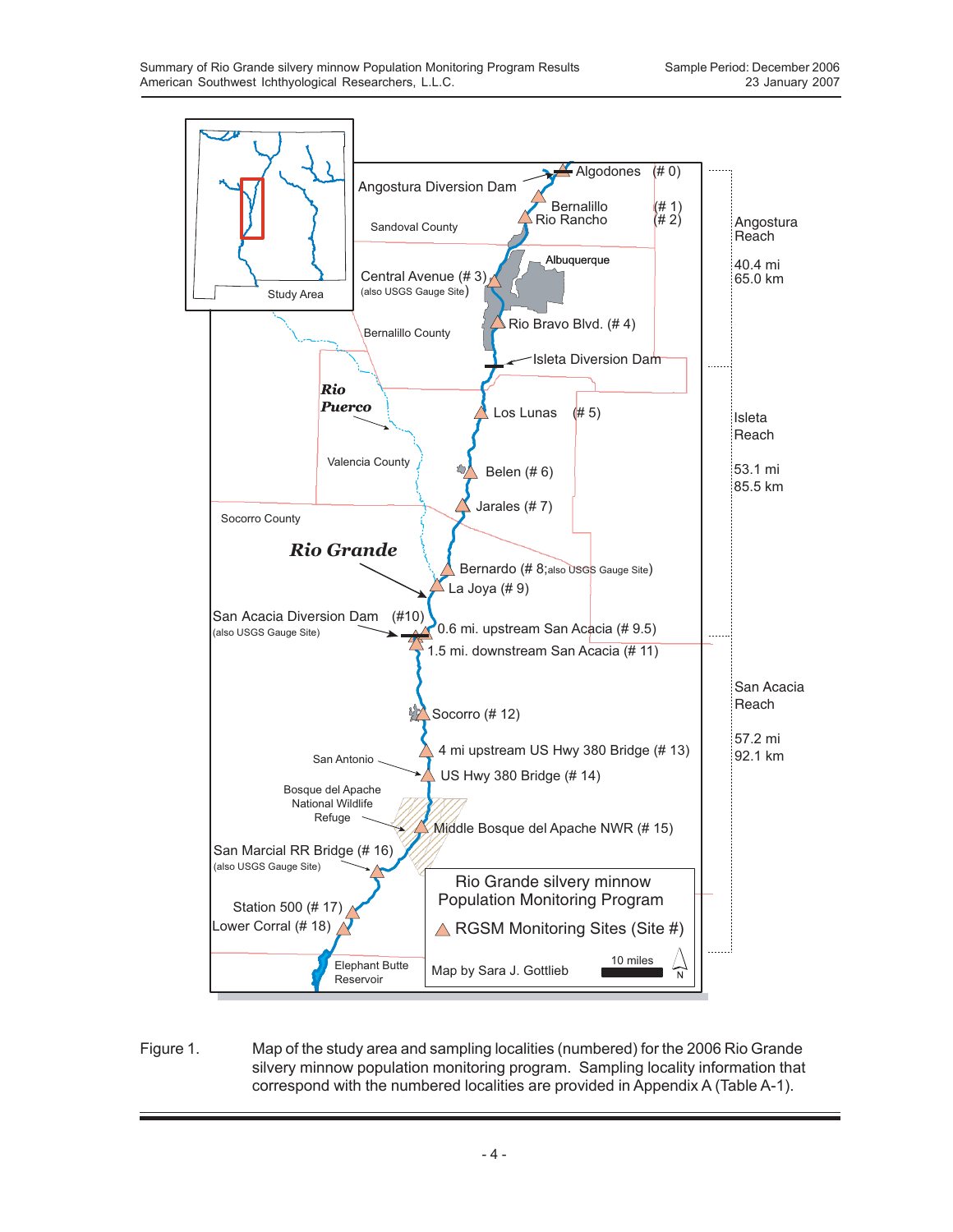Figure 1. Map of the study area and sampling localities (numbered) for the 2006 Rio Grande silvery minnow population monitoring program. Sampling locality information that correspond with the numbered localities are provided in Appendix A (Table A-1).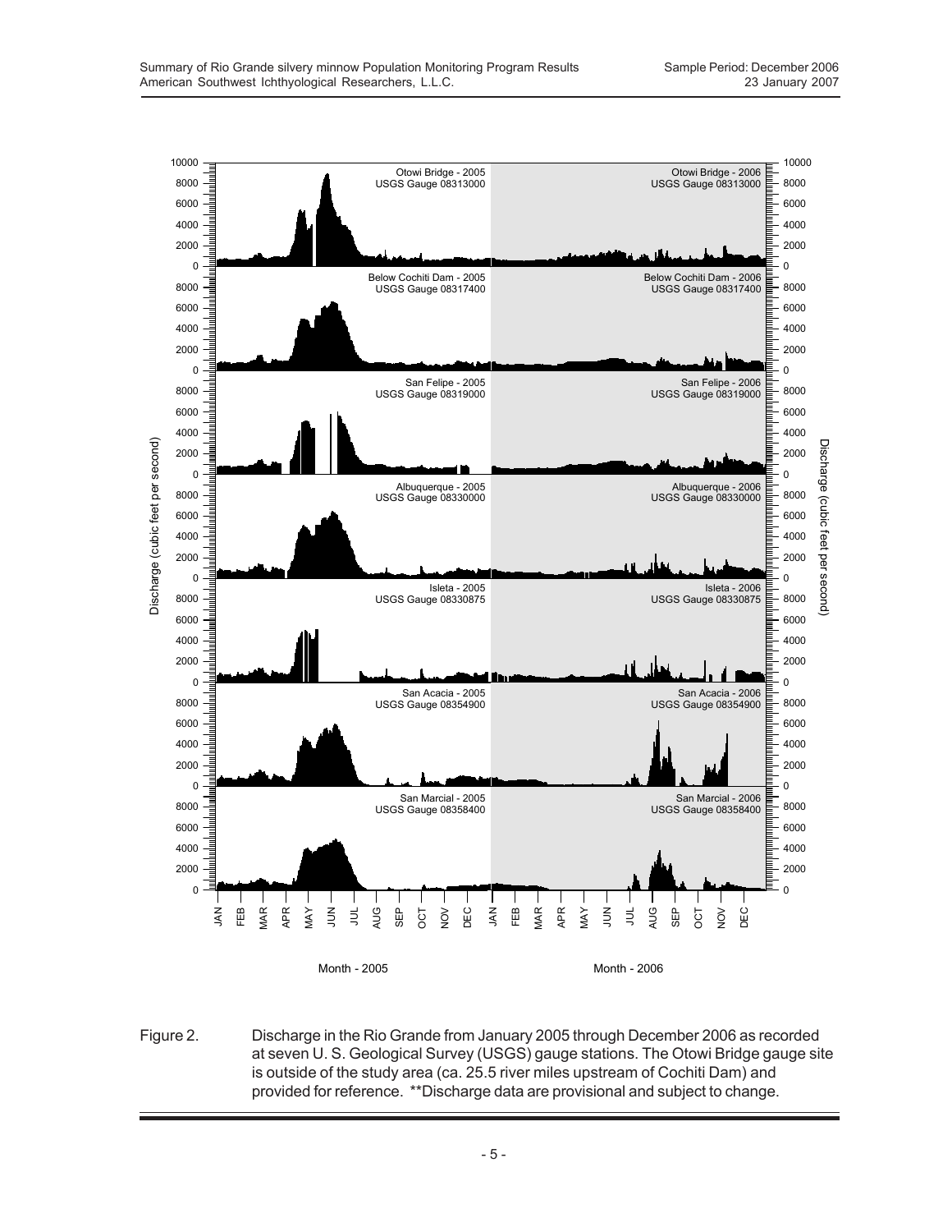Figure 2. Discharge in the Rio Grande from January 2005 through December 2006 as recorded at seven U. S. Geological Survey (USGS) gauge stations. The Otowi Bridge gauge site is outside of the study area (ca. 25.5 river miles upstream of Cochiti Dam) and provided for reference. **Discharge data are provisional and subject to change.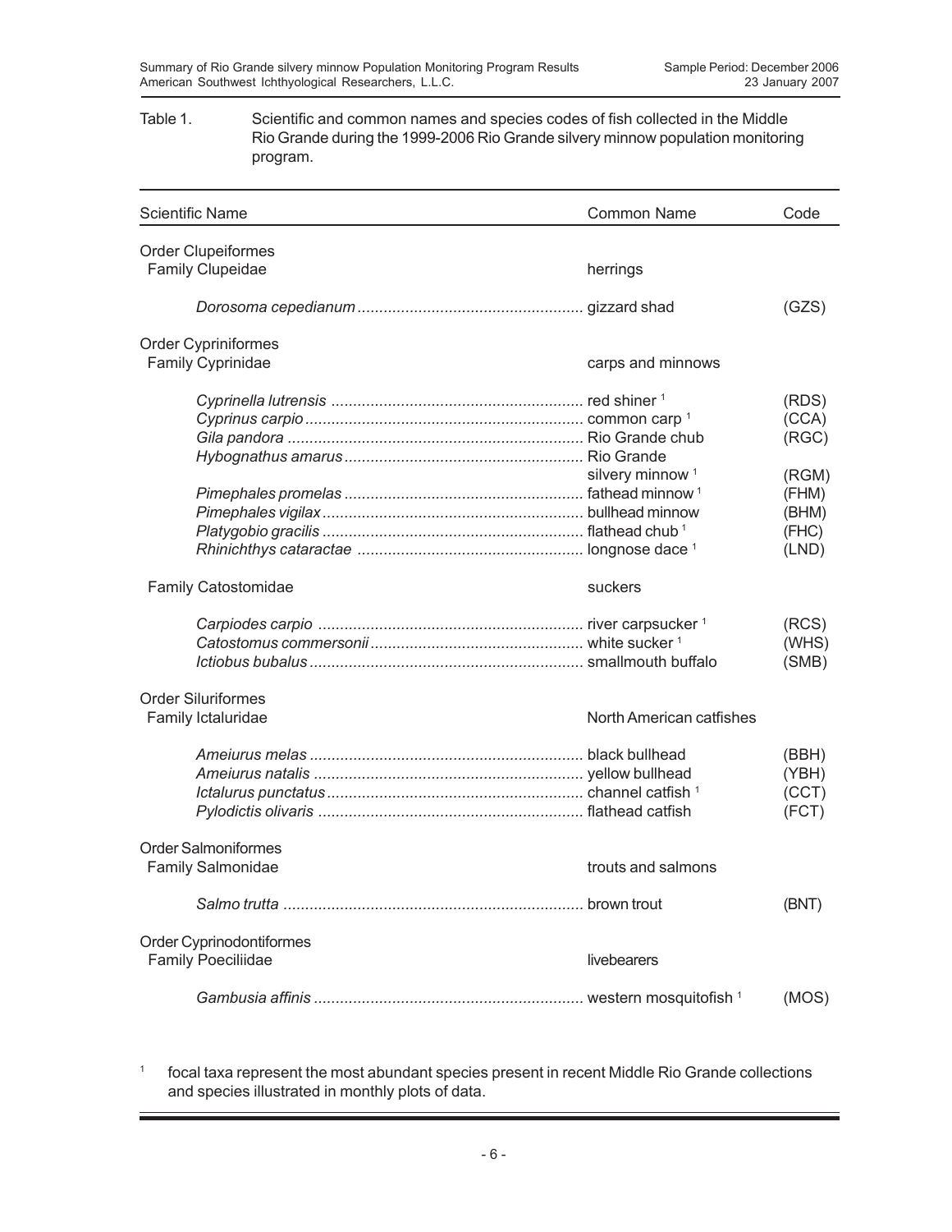Table 1. Scientific and common names and species codes of fish collected in the Middle Rio Grande during the 1999-2006 Rio Grande silvery minnow population monitoring program.

| Scientific Name | Common Name | Code |
|---|---|---|
| Order Clupeiformes | | |
| Family Clupeidae | herrings | |
| *Dorosoma cepedianum* | gizzard shad | (GZS) |
| Order Cypriniformes | | |
| Family Cyprinidae | carps and minnows | |
| *Cyprinella lutrensis* | red shiner [1] | (RDS) |
| *Cyprinus carpio* | common carp [1] | (CCA) |
| *Gila pandora* | Rio Grande chub | (RGC) |
| *Hybognathus amarus* | Rio Grande silvery minnow [1] | (RGM) |
| *Pimephales promelas* | fathead minnow [1] | (FHM) |
| *Pimephales vigilax* | bullhead minnow | (BHM) |
| *Platygobio gracilis* | flathead chub [1] | (FHC) |
| *Rhinichthys cataractae* | longnose dace [1] | (LND) |
| Family Catostomidae | suckers | |
| *Carpiodes carpio* | river carpsucker [1] | (RCS) |
| *Catostomus commersonii* | white sucker [1] | (WHS) |
| *Ictiobus bubalus* | smallmouth buffalo | (SMB) |
| Order Siluriformes | | |
| Family Ictaluridae | North American catfishes | |
| *Ameiurus melas* | black bullhead | (BBH) |
| *Ameiurus natalis* | yellow bullhead | (YBH) |
| *Ictalurus punctatus* | channel catfish [1] | (CCT) |
| *Pylodictis olivaris* | flathead catfish | (FCT) |
| Order Salmoniformes | | |
| Family Salmonidae | trouts and salmons | |
| *Salmo trutta* | brown trout | (BNT) |
| Order Cyprinodontiformes | | |
| Family Poeciliidae | livebearers | |
| *Gambusia affinis* | western mosquitofish [1] | (MOS) |

[1] focal taxa represent the most abundant species present in recent Middle Rio Grande collections and species illustrated in monthly plots of data.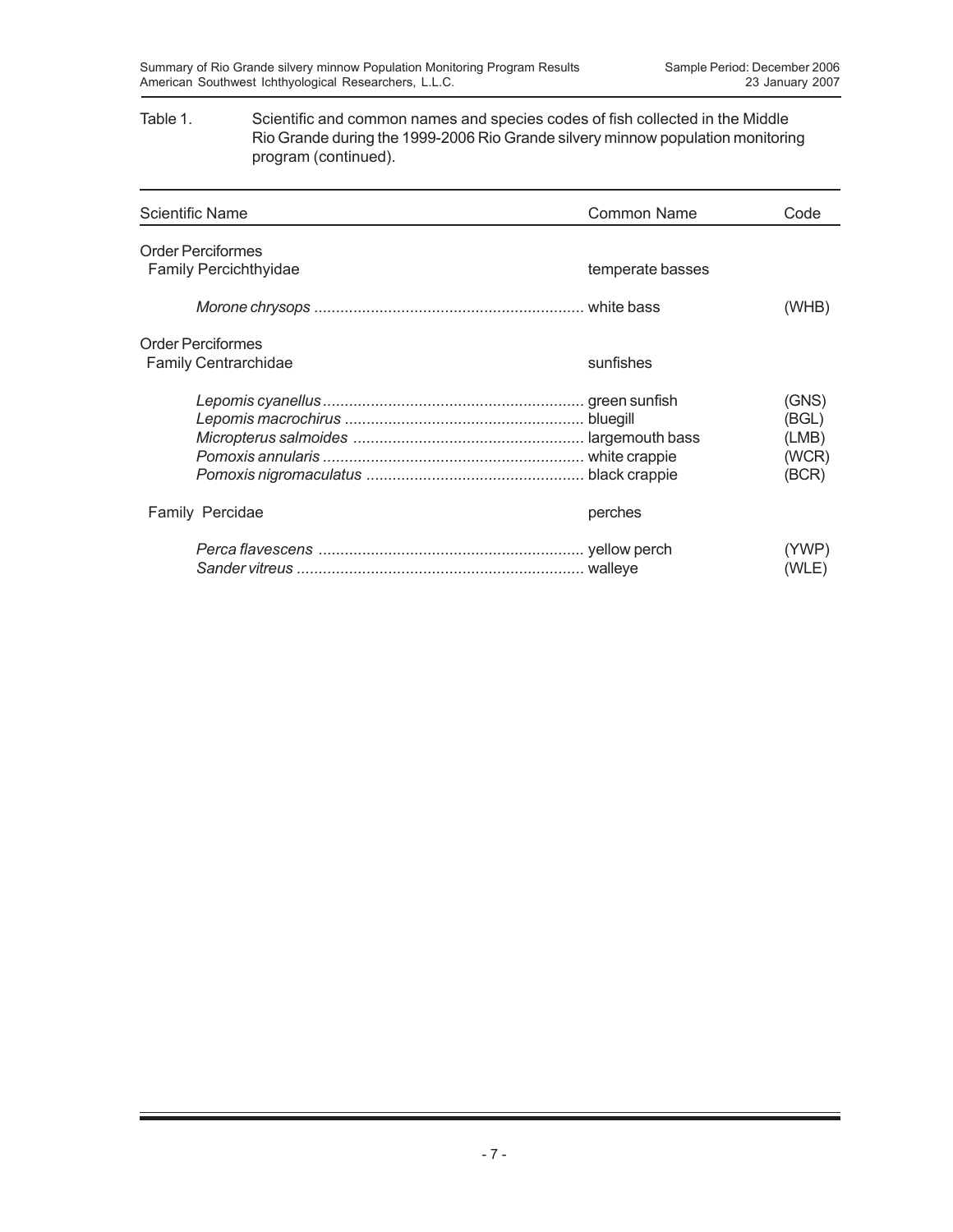Table 1. Scientific and common names and species codes of fish collected in the Middle Rio Grande during the 1999-2006 Rio Grande silvery minnow population monitoring program (continued).

| Scientific Name | Common Name | Code |
|---|---|---|
| Order Perciformes | | |
| Family Percichthyidae | temperate basses | |
| *Morone chrysops* | white bass | (WHB) |
| Order Perciformes | | |
| Family Centrarchidae | sunfishes | |
| *Lepomis cyanellus* | green sunfish | (GNS) |
| *Lepomis macrochirus* | bluegill | (BGL) |
| *Micropterus salmoides* | largemouth bass | (LMB) |
| *Pomoxis annularis* | white crappie | (WCR) |
| *Pomoxis nigromaculatus* | black crappie | (BCR) |
| Family Percidae | perches | |
| *Perca flavescens* | yellow perch | (YWP) |
| *Sander vitreus* | walleye | (WLE) |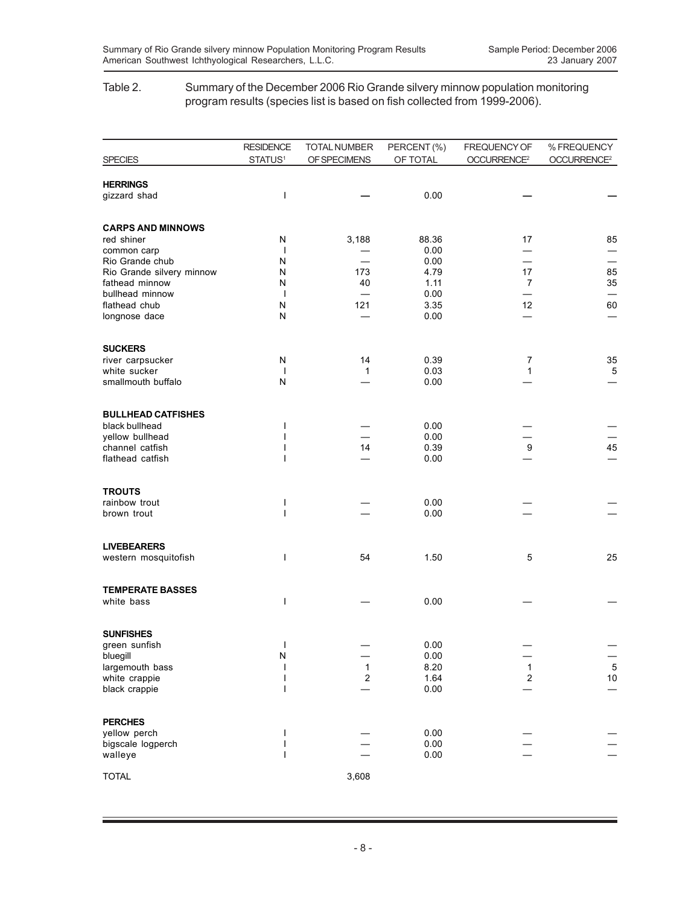Table 2. Summary of the December 2006 Rio Grande silvery minnow population monitoring program results (species list is based on fish collected from 1999-2006).

| SPECIES | RESIDENCE STATUS[1] | TOTAL NUMBER OF SPECIMENS | PERCENT (%) OF TOTAL | FREQUENCY OF OCCURRENCE[2] | % FREQUENCY OCCURRENCE[2] |
|---|---|---|---|---|---|
| **HERRINGS** | | | | | |
| gizzard shad | I | — | 0.00 | — | — |
| **CARPS AND MINNOWS** | | | | | |
| red shiner | N | 3,188 | 88.36 | 17 | 85 |
| common carp | I | — | 0.00 | — | — |
| Rio Grande chub | N | — | 0.00 | — | — |
| Rio Grande silvery minnow | N | 173 | 4.79 | 17 | 85 |
| fathead minnow | N | 40 | 1.11 | 7 | 35 |
| bullhead minnow | I | — | 0.00 | — | — |
| flathead chub | N | 121 | 3.35 | 12 | 60 |
| longnose dace | N | — | 0.00 | — | — |
| **SUCKERS** | | | | | |
| river carpsucker | N | 14 | 0.39 | 7 | 35 |
| white sucker | I | 1 | 0.03 | 1 | 5 |
| smallmouth buffalo | N | — | 0.00 | — | — |
| **BULLHEAD CATFISHES** | | | | | |
| black bullhead | I | — | 0.00 | — | — |
| yellow bullhead | I | — | 0.00 | — | — |
| channel catfish | I | 14 | 0.39 | 9 | 45 |
| flathead catfish | I | — | 0.00 | — | — |
| **TROUTS** | | | | | |
| rainbow trout | I | — | 0.00 | — | — |
| brown trout | I | — | 0.00 | — | — |
| **LIVEBEARERS** | | | | | |
| western mosquitofish | I | 54 | 1.50 | 5 | 25 |
| **TEMPERATE BASSES** | | | | | |
| white bass | I | — | 0.00 | — | — |
| **SUNFISHES** | | | | | |
| green sunfish | I | — | 0.00 | — | — |
| bluegill | N | — | 0.00 | — | — |
| largemouth bass | I | 1 | 8.20 | 1 | 5 |
| white crappie | I | 2 | 1.64 | 2 | 10 |
| black crappie | I | — | 0.00 | — | — |
| **PERCHES** | | | | | |
| yellow perch | I | — | 0.00 | — | — |
| bigscale logperch | I | — | 0.00 | — | — |
| walleye | I | — | 0.00 | — | — |
| TOTAL | | 3,608 | | | |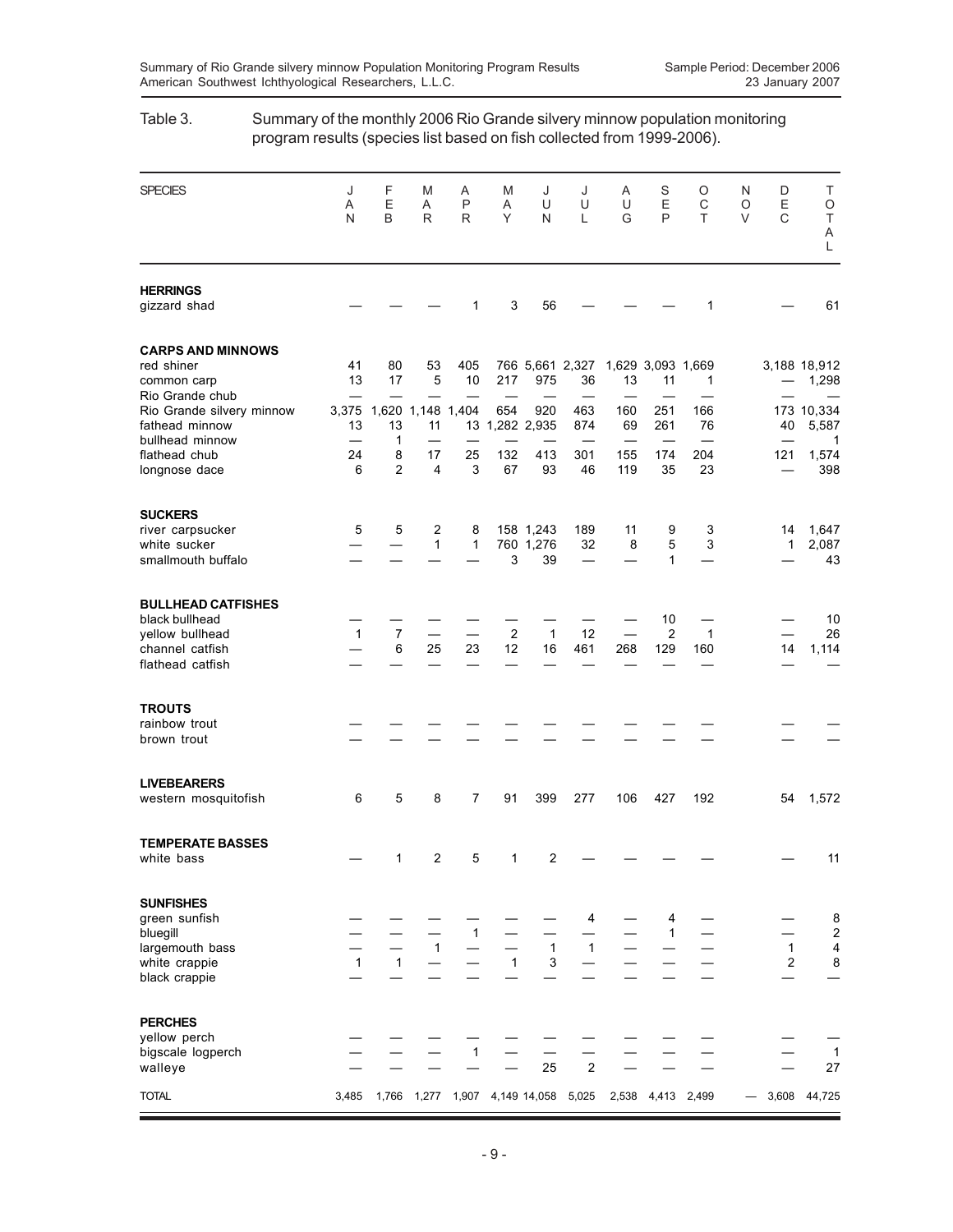Table 3. Summary of the monthly 2006 Rio Grande silvery minnow population monitoring program results (species list based on fish collected from 1999-2006).

| SPECIES | JAN | FEB | MAR | APR | MAY | JUN | JUL | AUG | SEP | OCT | NOV | DEC | TOTAL |
|---|---|---|---|---|---|---|---|---|---|---|---|---|---|
| **HERRINGS** | | | | | | | | | | | | | |
| gizzard shad | — | — | — | 1 | 3 | 56 | — | — | — | 1 | | — | 61 |
| **CARPS AND MINNOWS** | | | | | | | | | | | | | |
| red shiner | 41 | 80 | 53 | 405 | 766 | 5,661 | 2,327 | 1,629 | 3,093 | 1,669 | | 3,188 | 18,912 |
| common carp | 13 | 17 | 5 | 10 | 217 | 975 | 36 | 13 | 11 | 1 | | — | 1,298 |
| Rio Grande chub | — | — | — | — | — | — | — | — | — | — | | — | — |
| Rio Grande silvery minnow | 3,375 | 1,620 | 1,148 | 1,404 | 654 | 920 | 463 | 160 | 251 | 166 | | 173 | 10,334 |
| fathead minnow | 13 | 13 | 11 | 13 | 1,282 | 2,935 | 874 | 69 | 261 | 76 | | 40 | 5,587 |
| bullhead minnow | — | 1 | — | — | — | — | — | — | — | — | | — | 1 |
| flathead chub | 24 | 8 | 17 | 25 | 132 | 413 | 301 | 155 | 174 | 204 | | 121 | 1,574 |
| longnose dace | 6 | 2 | 4 | 3 | 67 | 93 | 46 | 119 | 35 | 23 | | — | 398 |
| **SUCKERS** | | | | | | | | | | | | | |
| river carpsucker | 5 | 5 | 2 | 8 | 158 | 1,243 | 189 | 11 | 9 | 3 | | 14 | 1,647 |
| white sucker | — | — | 1 | 1 | 760 | 1,276 | 32 | 8 | 5 | 3 | | 1 | 2,087 |
| smallmouth buffalo | — | — | — | — | 3 | 39 | — | — | 1 | — | | — | 43 |
| **BULLHEAD CATFISHES** | | | | | | | | | | | | | |
| black bullhead | — | — | — | — | — | — | — | — | 10 | — | | — | 10 |
| yellow bullhead | 1 | 7 | — | — | 2 | 1 | 12 | — | 2 | 1 | | — | 26 |
| channel catfish | — | 6 | 25 | 23 | 12 | 16 | 461 | 268 | 129 | 160 | | 14 | 1,114 |
| flathead catfish | — | — | — | — | — | — | — | — | — | — | | — | — |
| **TROUTS** | | | | | | | | | | | | | |
| rainbow trout | — | — | — | — | — | — | — | — | — | — | | — | — |
| brown trout | — | — | — | — | — | — | — | — | — | — | | — | — |
| **LIVEBEARERS** | | | | | | | | | | | | | |
| western mosquitofish | 6 | 5 | 8 | 7 | 91 | 399 | 277 | 106 | 427 | 192 | | 54 | 1,572 |
| **TEMPERATE BASSES** | | | | | | | | | | | | | |
| white bass | — | 1 | 2 | 5 | 1 | 2 | — | — | — | — | | — | 11 |
| **SUNFISHES** | | | | | | | | | | | | | |
| green sunfish | — | — | — | — | — | — | 4 | — | 4 | — | | — | 8 |
| bluegill | — | — | — | 1 | — | — | — | — | 1 | — | | — | 2 |
| largemouth bass | — | — | 1 | — | — | 1 | 1 | — | — | — | | 1 | 4 |
| white crappie | 1 | 1 | — | — | 1 | 3 | — | — | — | — | | 2 | 8 |
| black crappie | — | — | — | — | — | — | — | — | — | — | | — | — |
| **PERCHES** | | | | | | | | | | | | | |
| yellow perch | — | — | — | — | — | — | — | — | — | — | | — | — |
| bigscale logperch | — | — | — | 1 | — | — | — | — | — | — | | — | 1 |
| walleye | — | — | — | — | — | 25 | 2 | — | — | — | | — | 27 |
| TOTAL | 3,485 | 1,766 | 1,277 | 1,907 | 4,149 | 14,058 | 5,025 | 2,538 | 4,413 | 2,499 | — | 3,608 | 44,725 |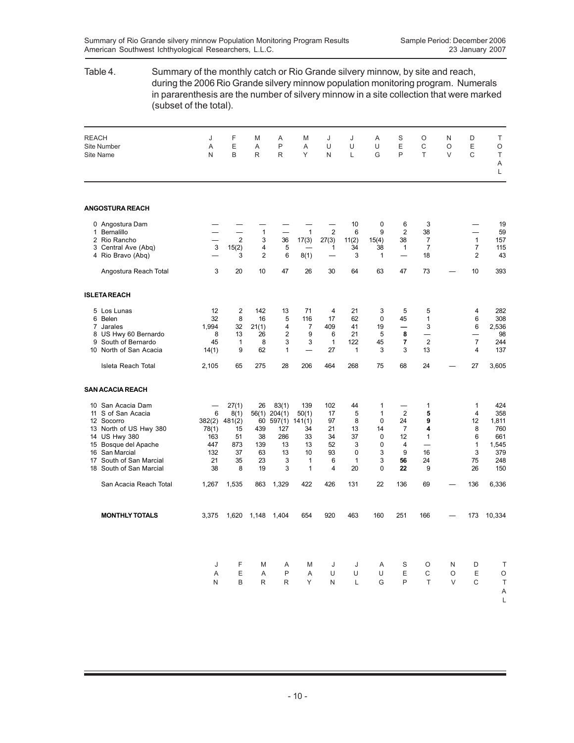Table 4. Summary of the monthly catch or Rio Grande silvery minnow, by site and reach, during the 2006 Rio Grande silvery minnow population monitoring program. Numerals in pararenthesis are the number of silvery minnow in a site collection that were marked (subset of the total).

| REACH<br>Site Number<br>Site Name | JAN | FEB | MAR | APR | MAY | JUN | JUL | AUG | SEP | OCT | NOV | DEC | TOTAL |
|---|---|---|---|---|---|---|---|---|---|---|---|---|---|
| **ANGOSTURA REACH** | | | | | | | | | | | | | |
| 0 Angostura Dam | — | — | — | — | — | — | 10 | 0 | 6 | 3 | | — | 19 |
| 1 Bernalillo | — | — | 1 | — | 1 | 2 | 6 | 9 | 2 | 38 | | — | 59 |
| 2 Rio Rancho | — | 2 | 3 | 36 | 17(3) | 27(3) | 11(2) | 15(4) | 38 | 7 | | 1 | 157 |
| 3 Central Ave (Abq) | 3 | 15(2) | 4 | 5 | — | 1 | 34 | 38 | 1 | 7 | | 7 | 115 |
| 4 Rio Bravo (Abq) | — | 3 | 2 | 6 | 8(1) | — | 3 | 1 | — | 18 | | 2 | 43 |
| Angostura Reach Total | 3 | 20 | 10 | 47 | 26 | 30 | 64 | 63 | 47 | 73 | — | 10 | 393 |
| **ISLETA REACH** | | | | | | | | | | | | | |
| 5 Los Lunas | 12 | 2 | 142 | 13 | 71 | 4 | 21 | 3 | 5 | 5 | | 4 | 282 |
| 6 Belen | 32 | 8 | 16 | 5 | 116 | 17 | 62 | 0 | 45 | 1 | | 6 | 308 |
| 7 Jarales | 1,994 | 32 | 21(1) | 4 | 7 | 409 | 41 | 19 | — | 3 | | 6 | 2,536 |
| 8 US Hwy 60 Bernardo | 8 | 13 | 26 | 2 | 9 | 6 | 21 | 5 | **8** | — | | — | 98 |
| 9 South of Bernardo | 45 | 1 | 8 | 3 | 3 | 1 | 122 | 45 | **7** | 2 | | 7 | 244 |
| 10 North of San Acacia | 14(1) | 9 | 62 | 1 | — | 27 | 1 | 3 | 3 | 13 | | 4 | 137 |
| Isleta Reach Total | 2,105 | 65 | 275 | 28 | 206 | 464 | 268 | 75 | 68 | 24 | — | 27 | 3,605 |
| **SAN ACACIA REACH** | | | | | | | | | | | | | |
| 10 San Acacia Dam | — | 27(1) | 26 | 83(1) | 139 | 102 | 44 | 1 | — | 1 | | 1 | 424 |
| 11 S of San Acacia | 6 | 8(1) | 56(1) | 204(1) | 50(1) | 17 | 5 | 1 | 2 | **5** | | 4 | 358 |
| 12 Socorro | 382(2) | 481(2) | 60 | 597(1) | 141(1) | 97 | 8 | 0 | 24 | **9** | | 12 | 1,811 |
| 13 North of US Hwy 380 | 78(1) | 15 | 439 | 127 | 34 | 21 | 13 | 14 | 7 | **4** | | 8 | 760 |
| 14 US Hwy 380 | 163 | 51 | 38 | 286 | 33 | 34 | 37 | 0 | 12 | 1 | | 6 | 661 |
| 15 Bosque del Apache | 447 | 873 | 139 | 13 | 13 | 52 | 3 | 0 | 4 | — | | 1 | 1,545 |
| 16 San Marcial | 132 | 37 | 63 | 13 | 10 | 93 | 0 | 3 | 9 | 16 | | 3 | 379 |
| 17 South of San Marcial | 21 | 35 | 23 | 3 | 1 | 6 | 1 | 3 | **56** | 24 | | 75 | 248 |
| 18 South of San Marcial | 38 | 8 | 19 | 3 | 1 | 4 | 20 | 0 | **22** | 9 | | 26 | 150 |
| San Acacia Reach Total | 1,267 | 1,535 | 863 | 1,329 | 422 | 426 | 131 | 22 | 136 | 69 | — | 136 | 6,336 |
| **MONTHLY TOTALS** | 3,375 | 1,620 | 1,148 | 1,404 | 654 | 920 | 463 | 160 | 251 | 166 | — | 173 | 10,334 |
| | JAN | FEB | MAR | APR | MAY | JUN | JUL | AUG | SEP | OCT | NOV | DEC | TOTAL |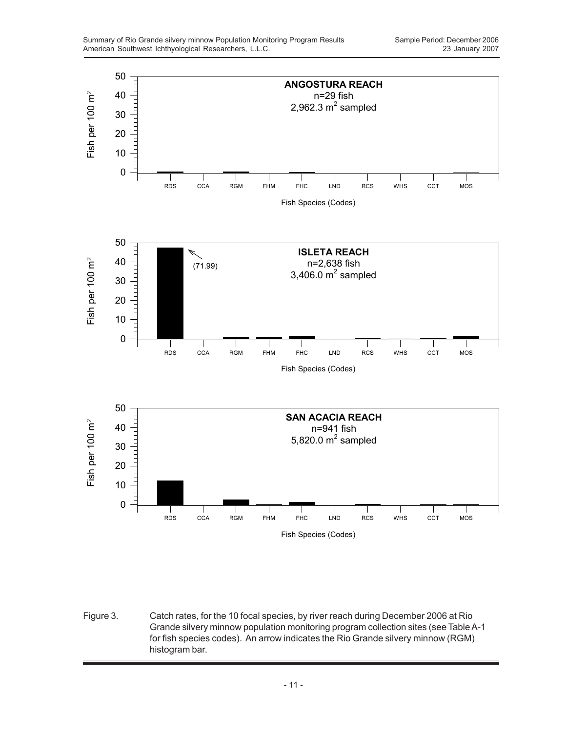Figure 3. Catch rates, for the 10 focal species, by river reach during December 2006 at Rio Grande silvery minnow population monitoring program collection sites (see Table A-1 for fish species codes). An arrow indicates the Rio Grande silvery minnow (RGM) histogram bar.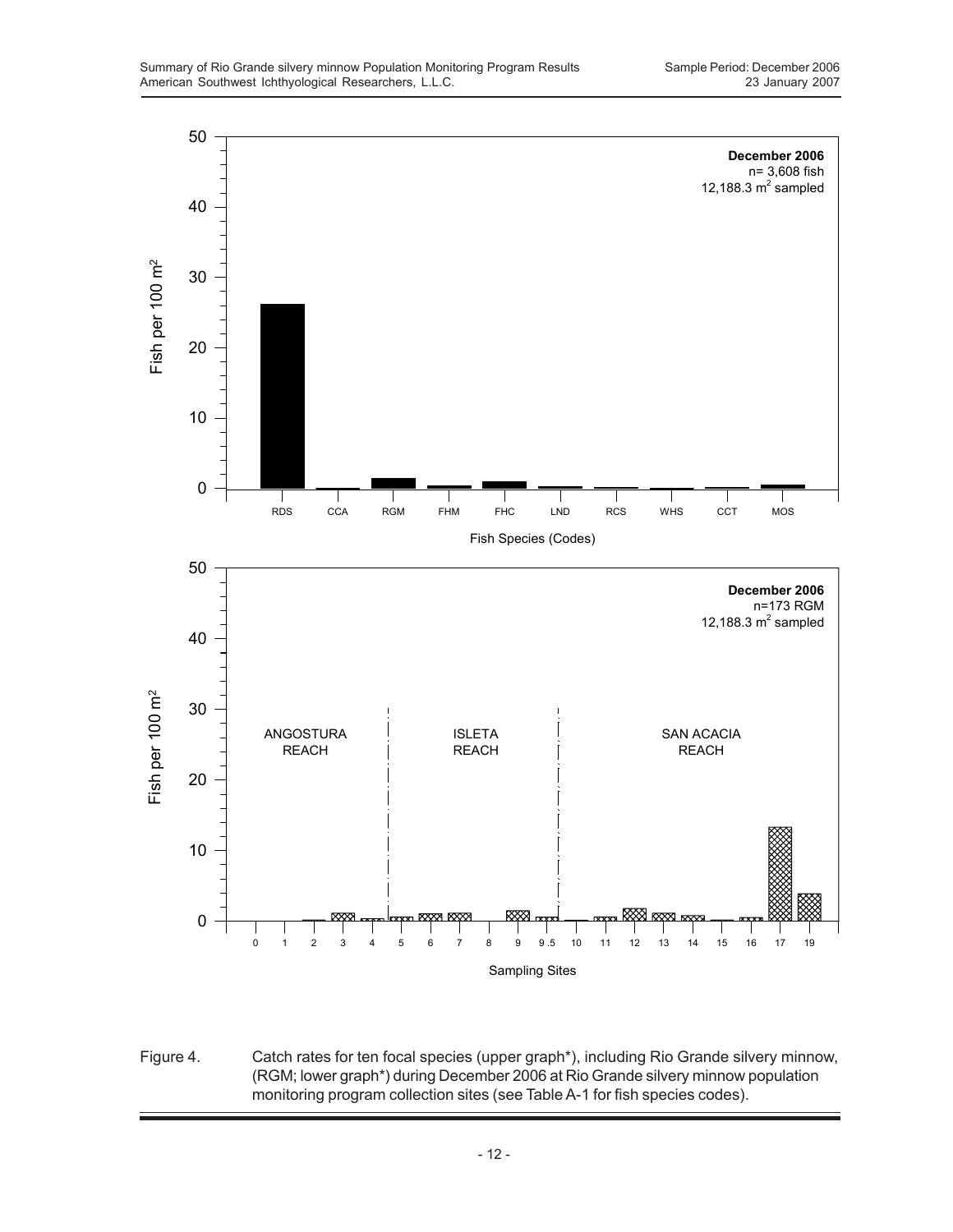Figure 4. Catch rates for ten focal species (upper graph*), including Rio Grande silvery minnow, (RGM; lower graph*) during December 2006 at Rio Grande silvery minnow population monitoring program collection sites (see Table A-1 for fish species codes).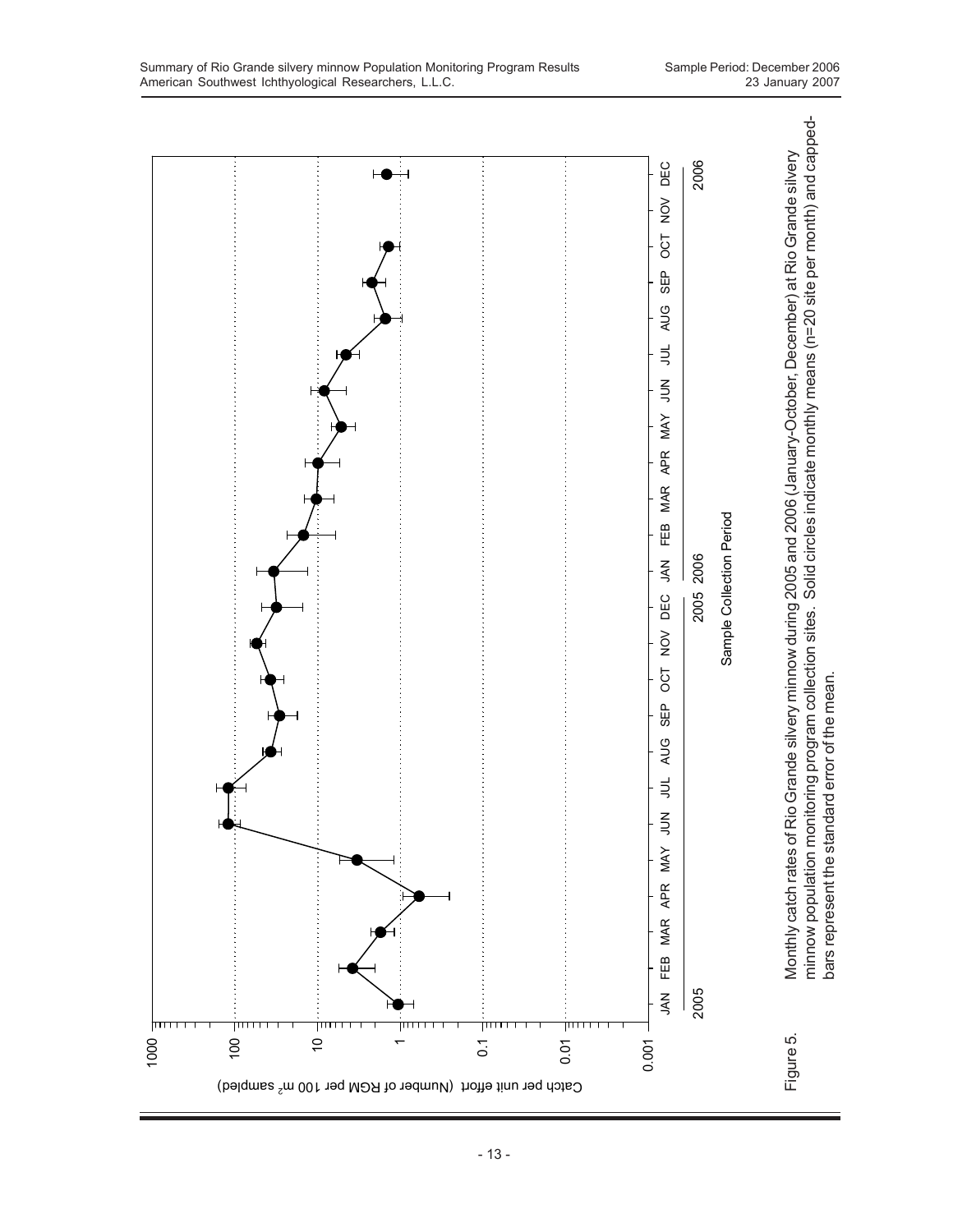Figure 5. Monthly catch rates of Rio Grande silvery minnow during 2005 and 2006 (January-October, December) at Rio Grande silvery minnow population monitoring program collection sites. Solid circles indicate monthly means (n=20 site per month) and capped-bars represent the standard error of the mean.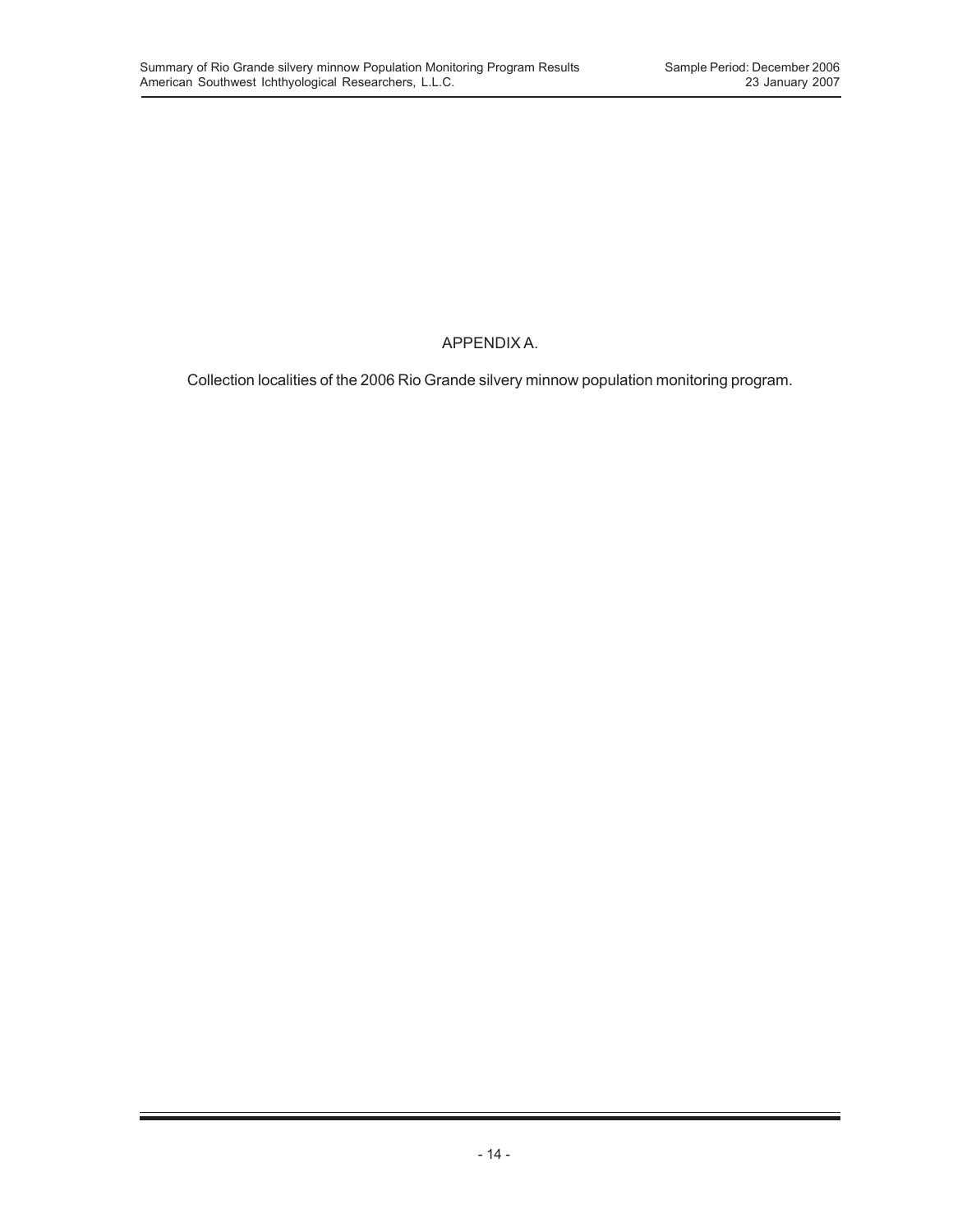# APPENDIX A.

Collection localities of the 2006 Rio Grande silvery minnow population monitoring program.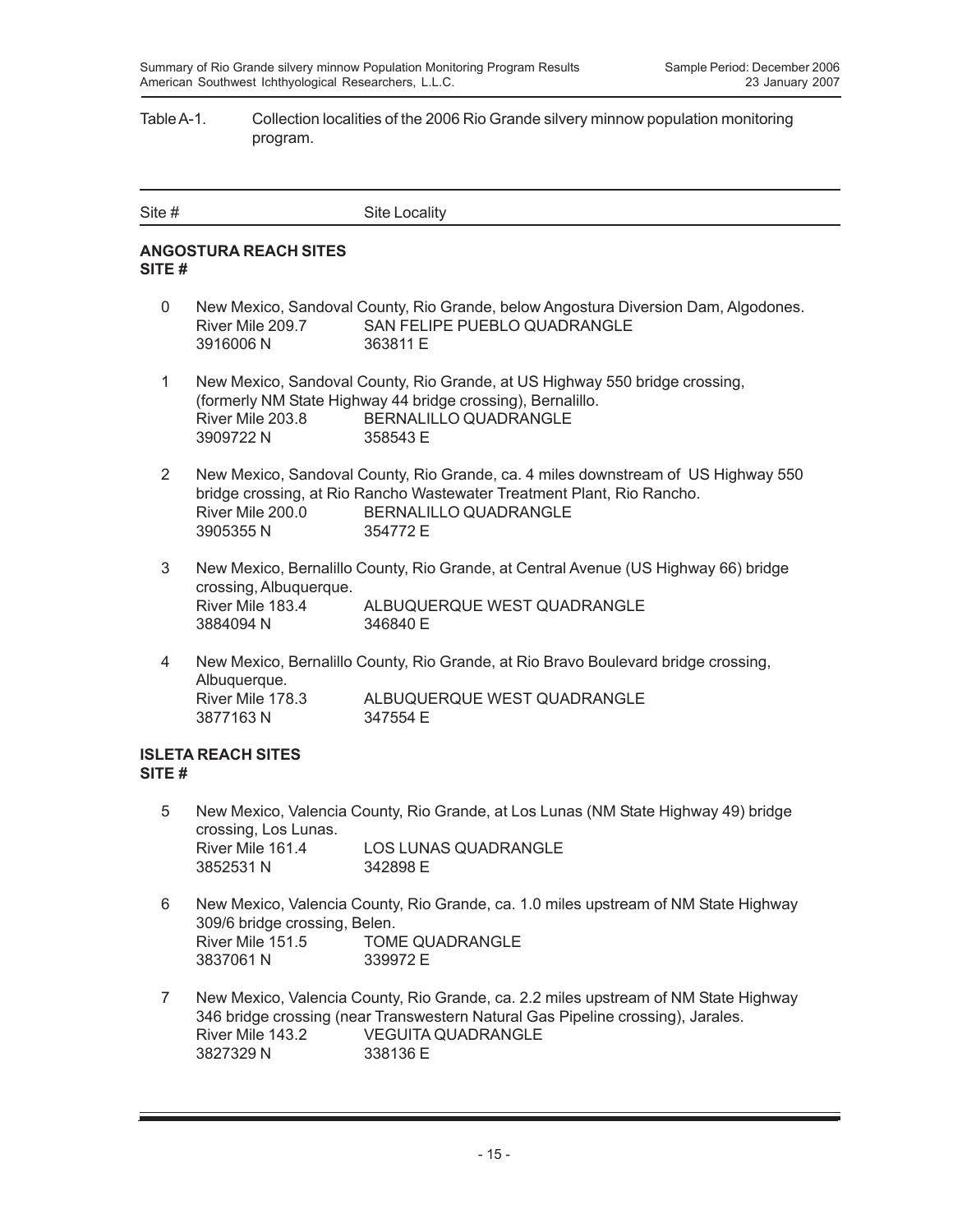Table A-1. Collection localities of the 2006 Rio Grande silvery minnow population monitoring program.

| Site # | Site Locality |
|---|---|

**ANGOSTURA REACH SITES**
**SITE #**

0 New Mexico, Sandoval County, Rio Grande, below Angostura Diversion Dam, Algodones.
River Mile 209.7 SAN FELIPE PUEBLO QUADRANGLE
3916006 N 363811 E

1 New Mexico, Sandoval County, Rio Grande, at US Highway 550 bridge crossing, (formerly NM State Highway 44 bridge crossing), Bernalillo.
River Mile 203.8 BERNALILLO QUADRANGLE
3909722 N 358543 E

2 New Mexico, Sandoval County, Rio Grande, ca. 4 miles downstream of US Highway 550 bridge crossing, at Rio Rancho Wastewater Treatment Plant, Rio Rancho.
River Mile 200.0 BERNALILLO QUADRANGLE
3905355 N 354772 E

3 New Mexico, Bernalillo County, Rio Grande, at Central Avenue (US Highway 66) bridge crossing, Albuquerque.
River Mile 183.4 ALBUQUERQUE WEST QUADRANGLE
3884094 N 346840 E

4 New Mexico, Bernalillo County, Rio Grande, at Rio Bravo Boulevard bridge crossing, Albuquerque.
River Mile 178.3 ALBUQUERQUE WEST QUADRANGLE
3877163 N 347554 E

**ISLETA REACH SITES**
**SITE #**

5 New Mexico, Valencia County, Rio Grande, at Los Lunas (NM State Highway 49) bridge crossing, Los Lunas.
River Mile 161.4 LOS LUNAS QUADRANGLE
3852531 N 342898 E

6 New Mexico, Valencia County, Rio Grande, ca. 1.0 miles upstream of NM State Highway 309/6 bridge crossing, Belen.
River Mile 151.5 TOME QUADRANGLE
3837061 N 339972 E

7 New Mexico, Valencia County, Rio Grande, ca. 2.2 miles upstream of NM State Highway 346 bridge crossing (near Transwestern Natural Gas Pipeline crossing), Jarales.
River Mile 143.2 VEGUITA QUADRANGLE
3827329 N 338136 E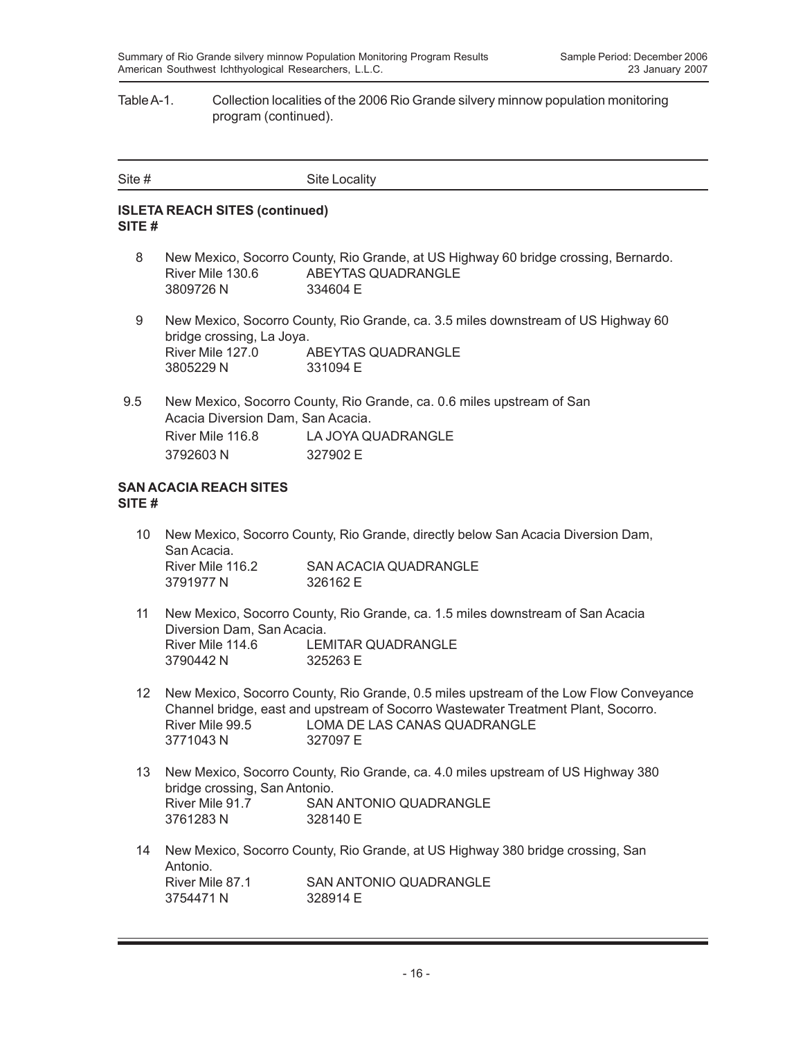Table A-1. Collection localities of the 2006 Rio Grande silvery minnow population monitoring program (continued).

| Site # | Site Locality |
|---|---|

**ISLETA REACH SITES (continued)**
**SITE #**

8 New Mexico, Socorro County, Rio Grande, at US Highway 60 bridge crossing, Bernardo.
River Mile 130.6 ABEYTAS QUADRANGLE
3809726 N 334604 E

9 New Mexico, Socorro County, Rio Grande, ca. 3.5 miles downstream of US Highway 60 bridge crossing, La Joya.
River Mile 127.0 ABEYTAS QUADRANGLE
3805229 N 331094 E

9.5 New Mexico, Socorro County, Rio Grande, ca. 0.6 miles upstream of San Acacia Diversion Dam, San Acacia.
River Mile 116.8 LA JOYA QUADRANGLE
3792603 N 327902 E

**SAN ACACIA REACH SITES**
**SITE #**

10 New Mexico, Socorro County, Rio Grande, directly below San Acacia Diversion Dam, San Acacia.
River Mile 116.2 SAN ACACIA QUADRANGLE
3791977 N 326162 E

11 New Mexico, Socorro County, Rio Grande, ca. 1.5 miles downstream of San Acacia Diversion Dam, San Acacia.
River Mile 114.6 LEMITAR QUADRANGLE
3790442 N 325263 E

12 New Mexico, Socorro County, Rio Grande, 0.5 miles upstream of the Low Flow Conveyance Channel bridge, east and upstream of Socorro Wastewater Treatment Plant, Socorro.
River Mile 99.5 LOMA DE LAS CANAS QUADRANGLE
3771043 N 327097 E

13 New Mexico, Socorro County, Rio Grande, ca. 4.0 miles upstream of US Highway 380 bridge crossing, San Antonio.
River Mile 91.7 SAN ANTONIO QUADRANGLE
3761283 N 328140 E

14 New Mexico, Socorro County, Rio Grande, at US Highway 380 bridge crossing, San Antonio.
River Mile 87.1 SAN ANTONIO QUADRANGLE
3754471 N 328914 E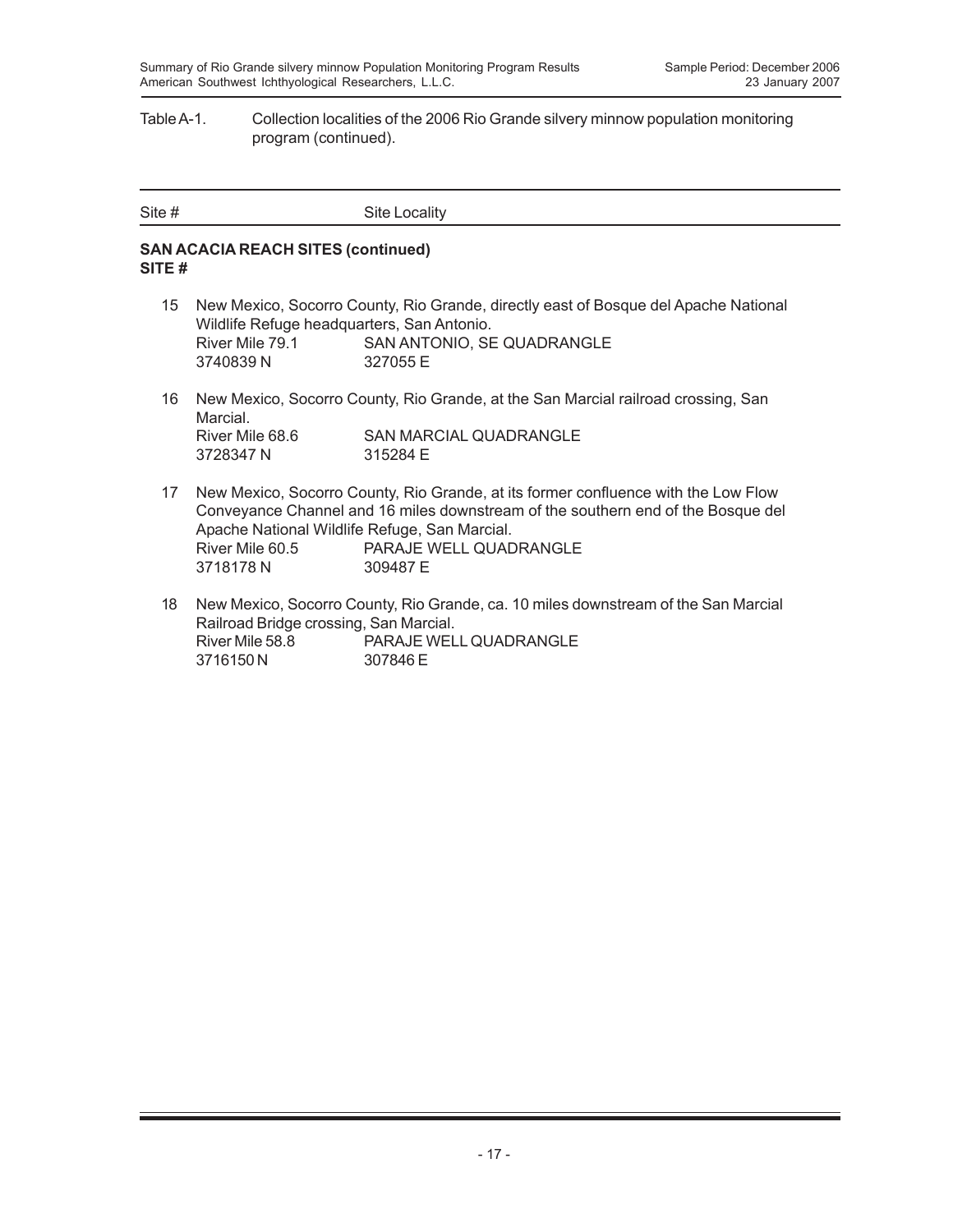Table A-1. Collection localities of the 2006 Rio Grande silvery minnow population monitoring program (continued).

| Site # | Site Locality |
|---|---|

**SAN ACACIA REACH SITES (continued)**
**SITE #**

15 New Mexico, Socorro County, Rio Grande, directly east of Bosque del Apache National Wildlife Refuge headquarters, San Antonio.
River Mile 79.1 SAN ANTONIO, SE QUADRANGLE
3740839 N 327055 E

16 New Mexico, Socorro County, Rio Grande, at the San Marcial railroad crossing, San Marcial.
River Mile 68.6 SAN MARCIAL QUADRANGLE
3728347 N 315284 E

17 New Mexico, Socorro County, Rio Grande, at its former confluence with the Low Flow Conveyance Channel and 16 miles downstream of the southern end of the Bosque del Apache National Wildlife Refuge, San Marcial.
River Mile 60.5 PARAJE WELL QUADRANGLE
3718178 N 309487 E

18 New Mexico, Socorro County, Rio Grande, ca. 10 miles downstream of the San Marcial Railroad Bridge crossing, San Marcial.
River Mile 58.8 PARAJE WELL QUADRANGLE
3716150 N 307846 E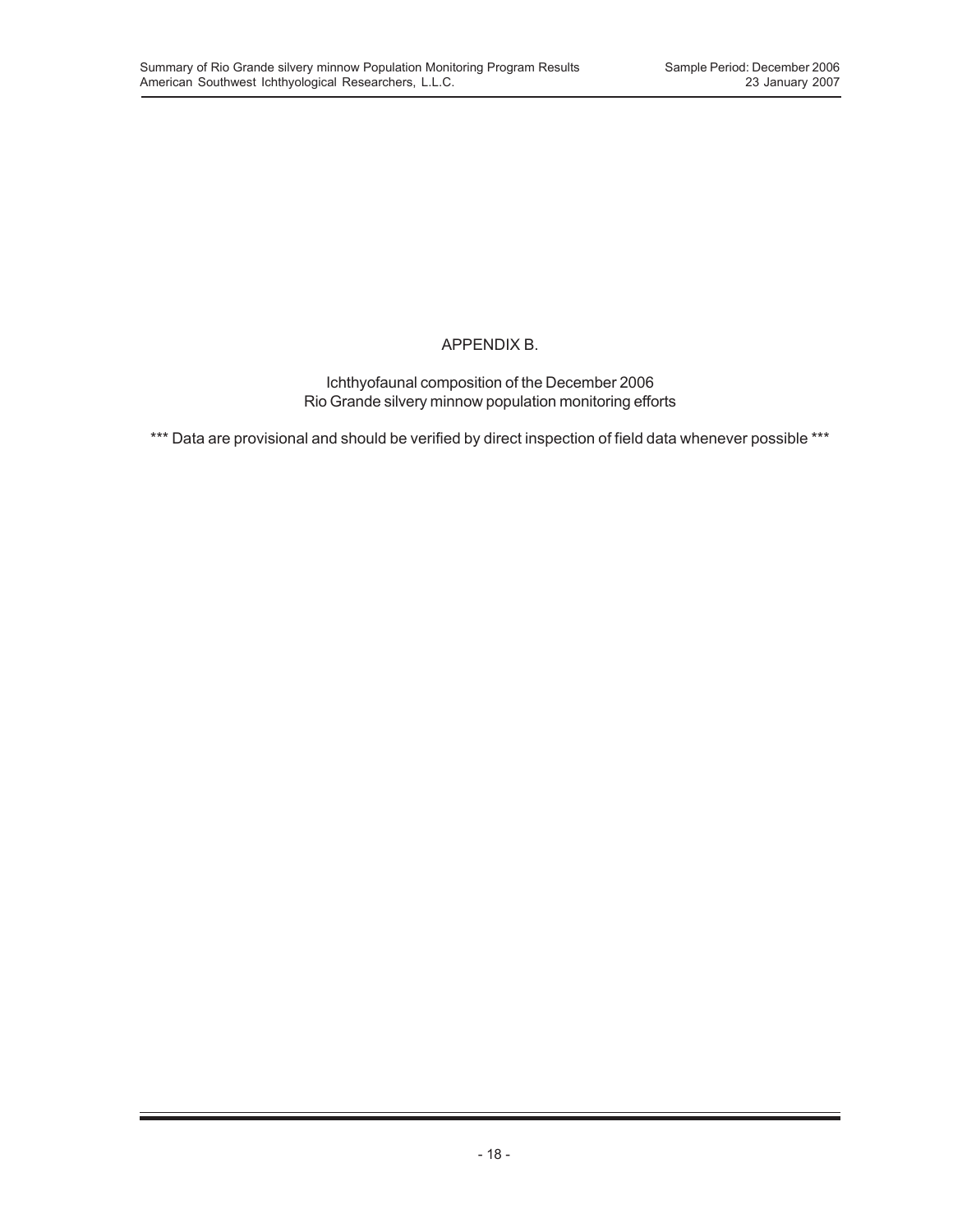# APPENDIX B.

Ichthyofaunal composition of the December 2006
Rio Grande silvery minnow population monitoring efforts

*** Data are provisional and should be verified by direct inspection of field data whenever possible ***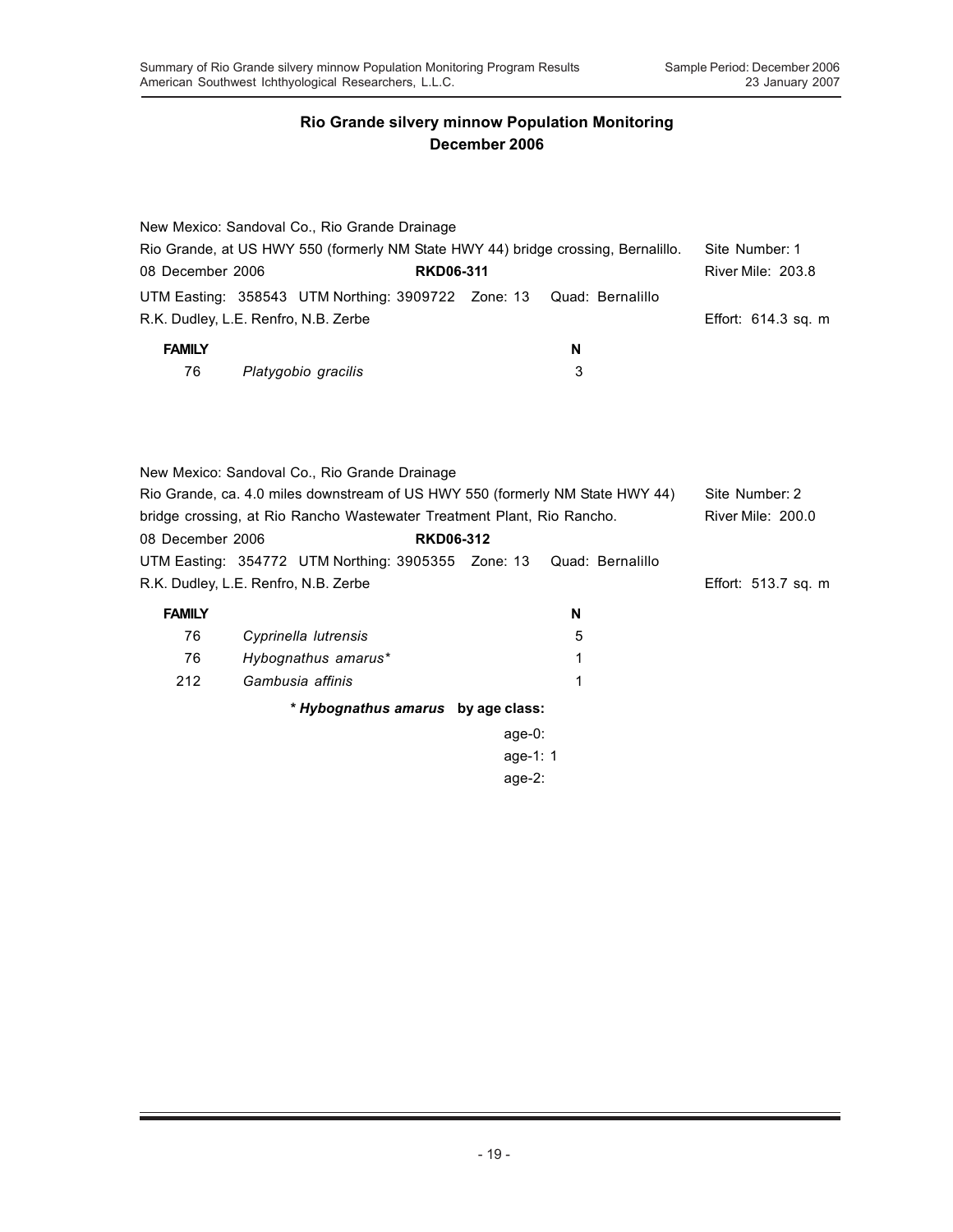## Rio Grande silvery minnow Population Monitoring
## December 2006

New Mexico: Sandoval Co., Rio Grande Drainage
Rio Grande, at US HWY 550 (formerly NM State HWY 44) bridge crossing, Bernalillo. Site Number: 1
08 December 2006 **RKD06-311** River Mile: 203.8
UTM Easting: 358543 UTM Northing: 3909722 Zone: 13 Quad: Bernalillo
R.K. Dudley, L.E. Renfro, N.B. Zerbe Effort: 614.3 sq. m

| FAMILY | | N |
|---|---|---|
| 76 | *Platygobio gracilis* | 3 |

New Mexico: Sandoval Co., Rio Grande Drainage
Rio Grande, ca. 4.0 miles downstream of US HWY 550 (formerly NM State HWY 44) bridge crossing, at Rio Rancho Wastewater Treatment Plant, Rio Rancho. Site Number: 2
River Mile: 200.0
08 December 2006 **RKD06-312**
UTM Easting: 354772 UTM Northing: 3905355 Zone: 13 Quad: Bernalillo
R.K. Dudley, L.E. Renfro, N.B. Zerbe Effort: 513.7 sq. m

| FAMILY | | N |
|---|---|---|
| 76 | *Cyprinella lutrensis* | 5 |
| 76 | *Hybognathus amarus** | 1 |
| 212 | *Gambusia affinis* | 1 |

**\* *Hybognathus amarus* by age class:**

age-0:
age-1: 1
age-2: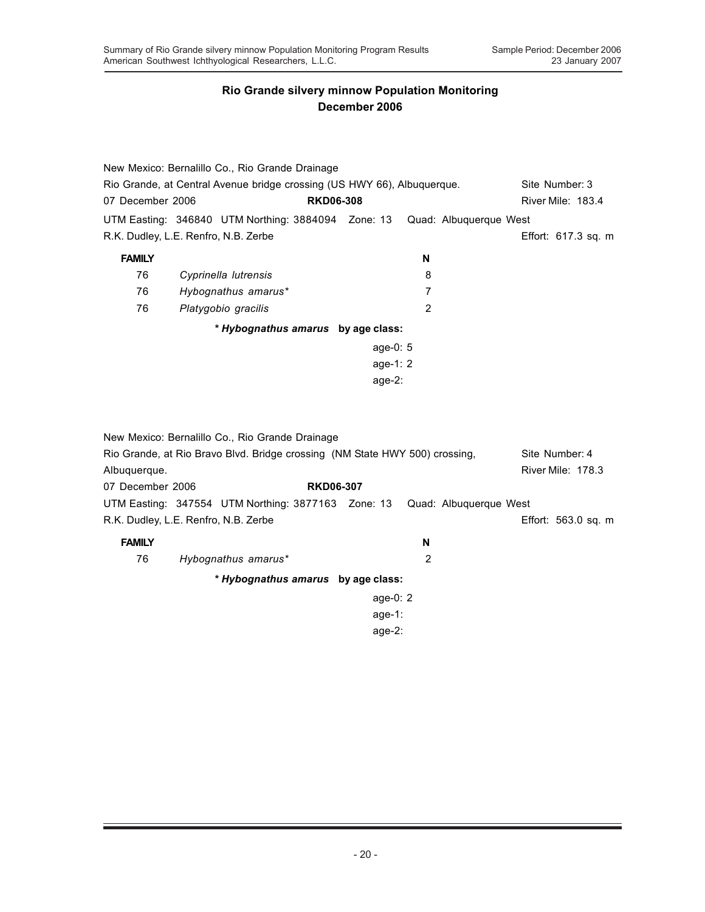## Rio Grande silvery minnow Population Monitoring
## December 2006

New Mexico: Bernalillo Co., Rio Grande Drainage
Rio Grande, at Central Avenue bridge crossing (US HWY 66), Albuquerque. Site Number: 3
07 December 2006 **RKD06-308** River Mile: 183.4
UTM Easting: 346840 UTM Northing: 3884094 Zone: 13 Quad: Albuquerque West
R.K. Dudley, L.E. Renfro, N.B. Zerbe Effort: 617.3 sq. m

| FAMILY | | N |
|---|---|---|
| 76 | *Cyprinella lutrensis* | 8 |
| 76 | *Hybognathus amarus** | 7 |
| 76 | *Platygobio gracilis* | 2 |

***Hybognathus amarus* by age class:**

age-0: 5
age-1: 2
age-2:

New Mexico: Bernalillo Co., Rio Grande Drainage
Rio Grande, at Rio Bravo Blvd. Bridge crossing (NM State HWY 500) crossing, Albuquerque. Site Number: 4
River Mile: 178.3
07 December 2006 **RKD06-307**
UTM Easting: 347554 UTM Northing: 3877163 Zone: 13 Quad: Albuquerque West
R.K. Dudley, L.E. Renfro, N.B. Zerbe Effort: 563.0 sq. m

| FAMILY | | N |
|---|---|---|
| 76 | *Hybognathus amarus** | 2 |

***Hybognathus amarus* by age class:**

age-0: 2
age-1:
age-2: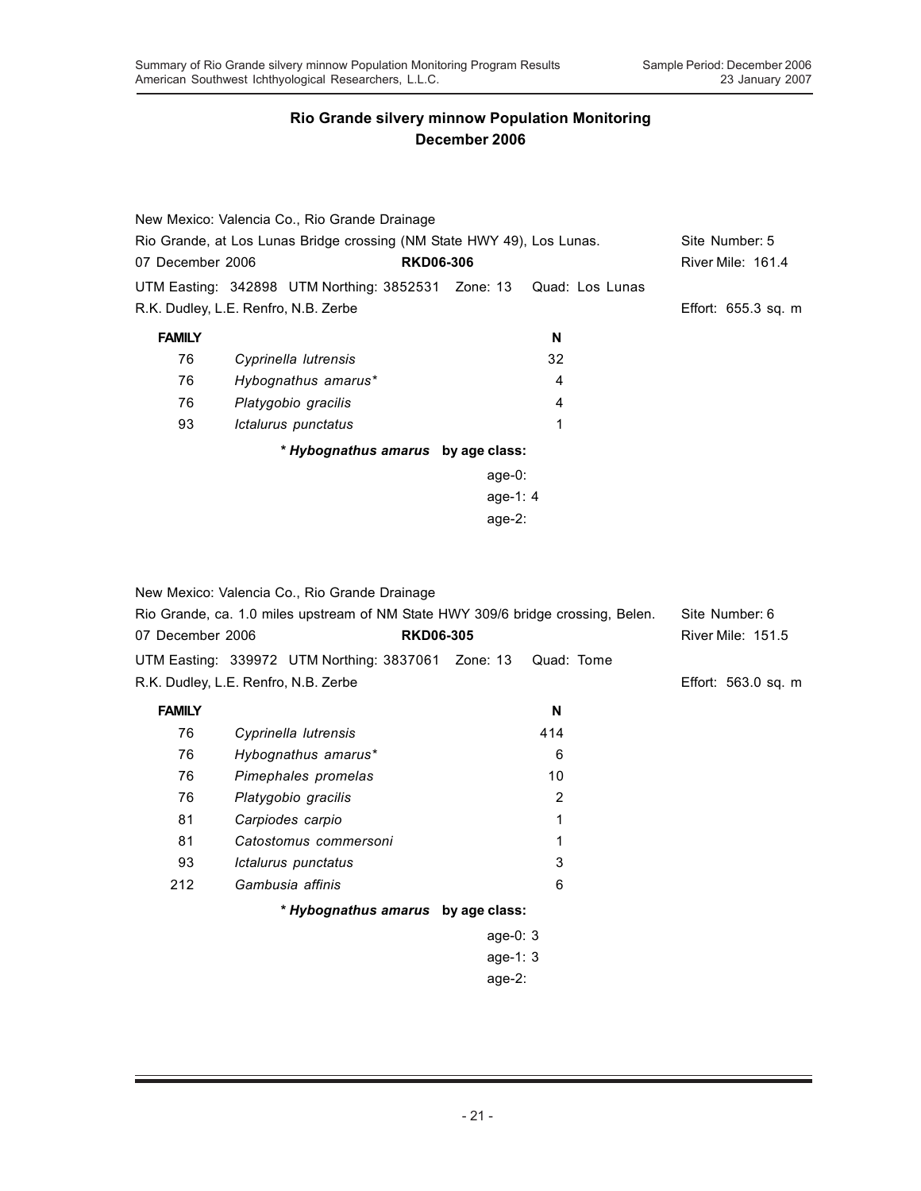## Rio Grande silvery minnow Population Monitoring
## December 2006

New Mexico: Valencia Co., Rio Grande Drainage
Rio Grande, at Los Lunas Bridge crossing (NM State HWY 49), Los Lunas. Site Number: 5
07 December 2006 **RKD06-306** River Mile: 161.4
UTM Easting: 342898 UTM Northing: 3852531 Zone: 13 Quad: Los Lunas
R.K. Dudley, L.E. Renfro, N.B. Zerbe Effort: 655.3 sq. m

| FAMILY | | N |
|---|---|---|
| 76 | *Cyprinella lutrensis* | 32 |
| 76 | *Hybognathus amarus** | 4 |
| 76 | *Platygobio gracilis* | 4 |
| 93 | *Ictalurus punctatus* | 1 |

***Hybognathus amarus* by age class:**

age-0:
age-1: 4
age-2:

New Mexico: Valencia Co., Rio Grande Drainage
Rio Grande, ca. 1.0 miles upstream of NM State HWY 309/6 bridge crossing, Belen. Site Number: 6
07 December 2006 **RKD06-305** River Mile: 151.5
UTM Easting: 339972 UTM Northing: 3837061 Zone: 13 Quad: Tome
R.K. Dudley, L.E. Renfro, N.B. Zerbe Effort: 563.0 sq. m

| FAMILY | | N |
|---|---|---|
| 76 | *Cyprinella lutrensis* | 414 |
| 76 | *Hybognathus amarus** | 6 |
| 76 | *Pimephales promelas* | 10 |
| 76 | *Platygobio gracilis* | 2 |
| 81 | *Carpiodes carpio* | 1 |
| 81 | *Catostomus commersoni* | 1 |
| 93 | *Ictalurus punctatus* | 3 |
| 212 | *Gambusia affinis* | 6 |

***Hybognathus amarus* by age class:**

age-0: 3
age-1: 3
age-2: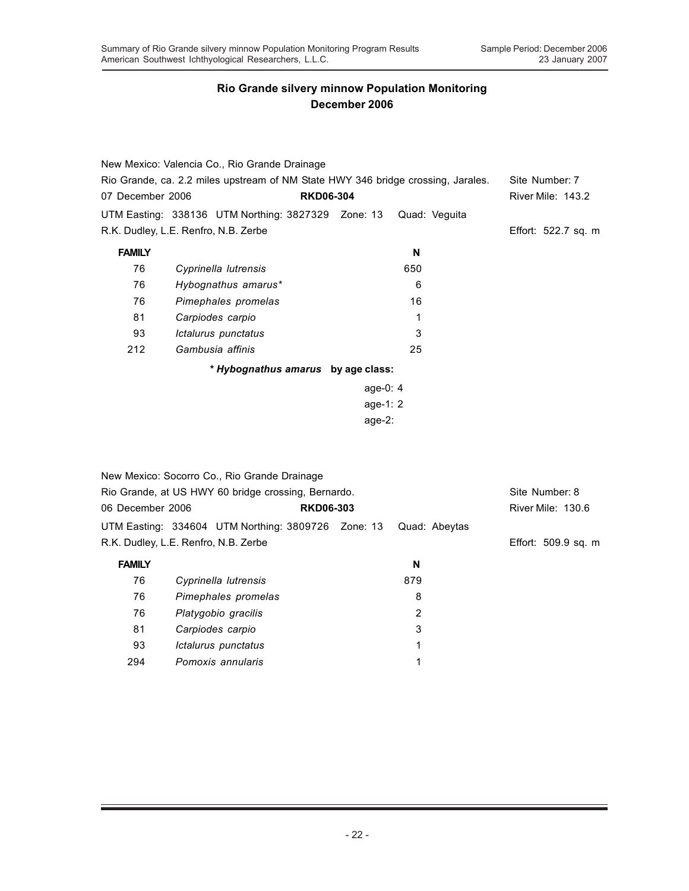## Rio Grande silvery minnow Population Monitoring
## December 2006

New Mexico: Valencia Co., Rio Grande Drainage
Rio Grande, ca. 2.2 miles upstream of NM State HWY 346 bridge crossing, Jarales. Site Number: 7
07 December 2006 **RKD06-304** River Mile: 143.2
UTM Easting: 338136 UTM Northing: 3827329 Zone: 13 Quad: Veguita
R.K. Dudley, L.E. Renfro, N.B. Zerbe Effort: 522.7 sq. m

| FAMILY | | N |
|---|---|---|
| 76 | *Cyprinella lutrensis* | 650 |
| 76 | *Hybognathus amarus** | 6 |
| 76 | *Pimephales promelas* | 16 |
| 81 | *Carpiodes carpio* | 1 |
| 93 | *Ictalurus punctatus* | 3 |
| 212 | *Gambusia affinis* | 25 |

**\* *Hybognathus amarus* by age class:**

age-0: 4
age-1: 2
age-2:

New Mexico: Socorro Co., Rio Grande Drainage
Rio Grande, at US HWY 60 bridge crossing, Bernardo. Site Number: 8
06 December 2006 **RKD06-303** River Mile: 130.6
UTM Easting: 334604 UTM Northing: 3809726 Zone: 13 Quad: Abeytas
R.K. Dudley, L.E. Renfro, N.B. Zerbe Effort: 509.9 sq. m

| FAMILY | | N |
|---|---|---|
| 76 | *Cyprinella lutrensis* | 879 |
| 76 | *Pimephales promelas* | 8 |
| 76 | *Platygobio gracilis* | 2 |
| 81 | *Carpiodes carpio* | 3 |
| 93 | *Ictalurus punctatus* | 1 |
| 294 | *Pomoxis annularis* | 1 |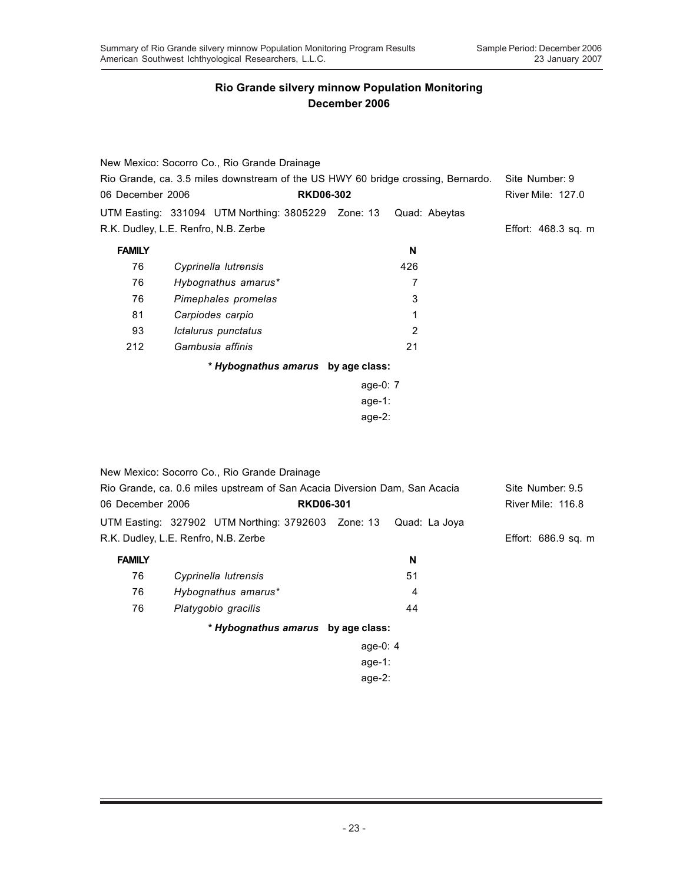## Rio Grande silvery minnow Population Monitoring
## December 2006

New Mexico: Socorro Co., Rio Grande Drainage
Rio Grande, ca. 3.5 miles downstream of the US HWY 60 bridge crossing, Bernardo. Site Number: 9
06 December 2006 **RKD06-302** River Mile: 127.0
UTM Easting: 331094 UTM Northing: 3805229 Zone: 13 Quad: Abeytas
R.K. Dudley, L.E. Renfro, N.B. Zerbe Effort: 468.3 sq. m

| FAMILY | | N |
|---|---|---|
| 76 | *Cyprinella lutrensis* | 426 |
| 76 | *Hybognathus amarus** | 7 |
| 76 | *Pimephales promelas* | 3 |
| 81 | *Carpiodes carpio* | 1 |
| 93 | *Ictalurus punctatus* | 2 |
| 212 | *Gambusia affinis* | 21 |

**\* *Hybognathus amarus* by age class:**

age-0: 7
age-1:
age-2:

New Mexico: Socorro Co., Rio Grande Drainage
Rio Grande, ca. 0.6 miles upstream of San Acacia Diversion Dam, San Acacia Site Number: 9.5
06 December 2006 **RKD06-301** River Mile: 116.8
UTM Easting: 327902 UTM Northing: 3792603 Zone: 13 Quad: La Joya
R.K. Dudley, L.E. Renfro, N.B. Zerbe Effort: 686.9 sq. m

| FAMILY | | N |
|---|---|---|
| 76 | *Cyprinella lutrensis* | 51 |
| 76 | *Hybognathus amarus** | 4 |
| 76 | *Platygobio gracilis* | 44 |

**\* *Hybognathus amarus* by age class:**

age-0: 4
age-1:
age-2: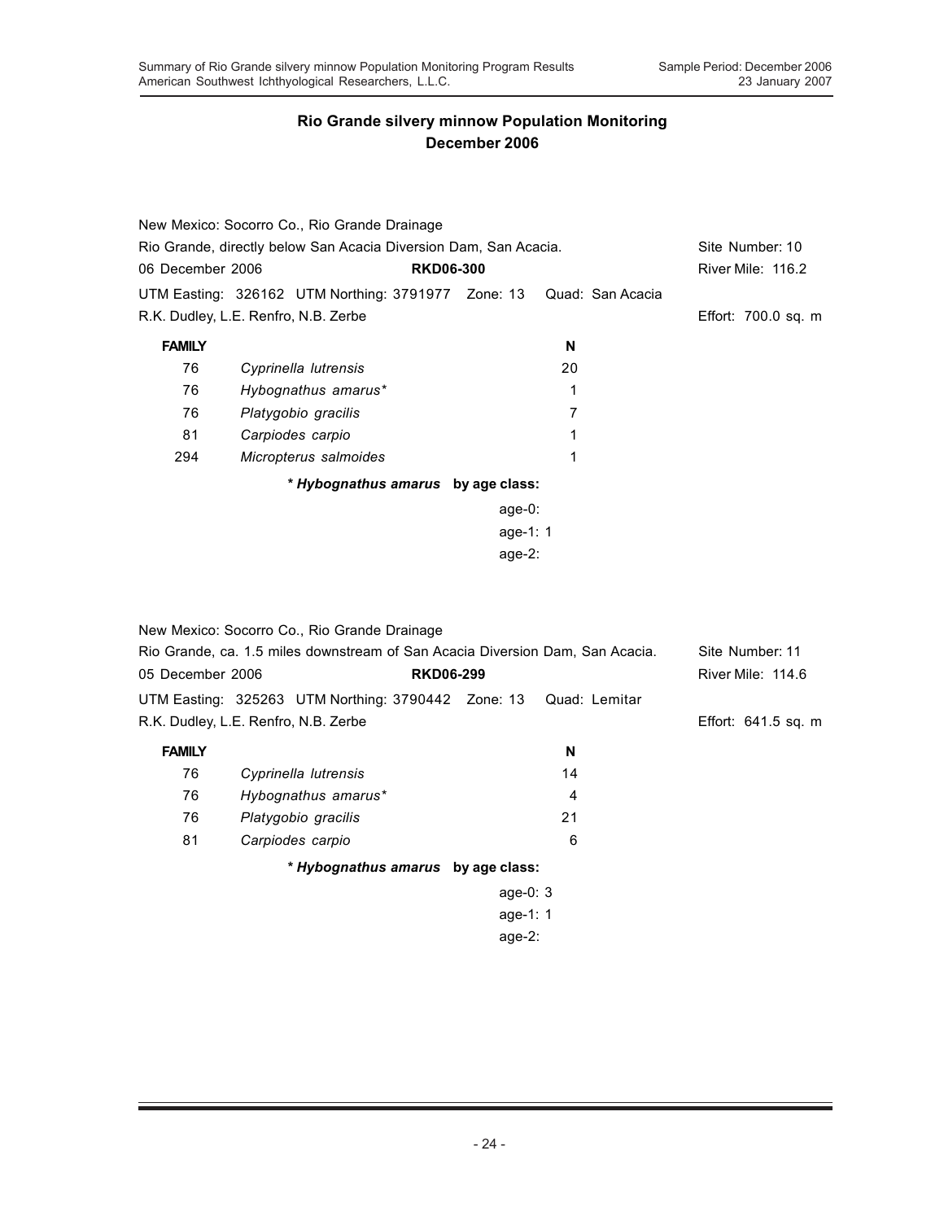## Rio Grande silvery minnow Population Monitoring
## December 2006

New Mexico: Socorro Co., Rio Grande Drainage
Rio Grande, directly below San Acacia Diversion Dam, San Acacia. Site Number: 10
06 December 2006 **RKD06-300** River Mile: 116.2
UTM Easting: 326162 UTM Northing: 3791977 Zone: 13 Quad: San Acacia
R.K. Dudley, L.E. Renfro, N.B. Zerbe Effort: 700.0 sq. m

| FAMILY | | N |
|---|---|---|
| 76 | *Cyprinella lutrensis* | 20 |
| 76 | *Hybognathus amarus** | 1 |
| 76 | *Platygobio gracilis* | 7 |
| 81 | *Carpiodes carpio* | 1 |
| 294 | *Micropterus salmoides* | 1 |

**\* *Hybognathus amarus* by age class:**

age-0:
age-1: 1
age-2:

New Mexico: Socorro Co., Rio Grande Drainage
Rio Grande, ca. 1.5 miles downstream of San Acacia Diversion Dam, San Acacia. Site Number: 11
05 December 2006 **RKD06-299** River Mile: 114.6
UTM Easting: 325263 UTM Northing: 3790442 Zone: 13 Quad: Lemitar
R.K. Dudley, L.E. Renfro, N.B. Zerbe Effort: 641.5 sq. m

| FAMILY | | N |
|---|---|---|
| 76 | *Cyprinella lutrensis* | 14 |
| 76 | *Hybognathus amarus** | 4 |
| 76 | *Platygobio gracilis* | 21 |
| 81 | *Carpiodes carpio* | 6 |

**\* *Hybognathus amarus* by age class:**

age-0: 3
age-1: 1
age-2: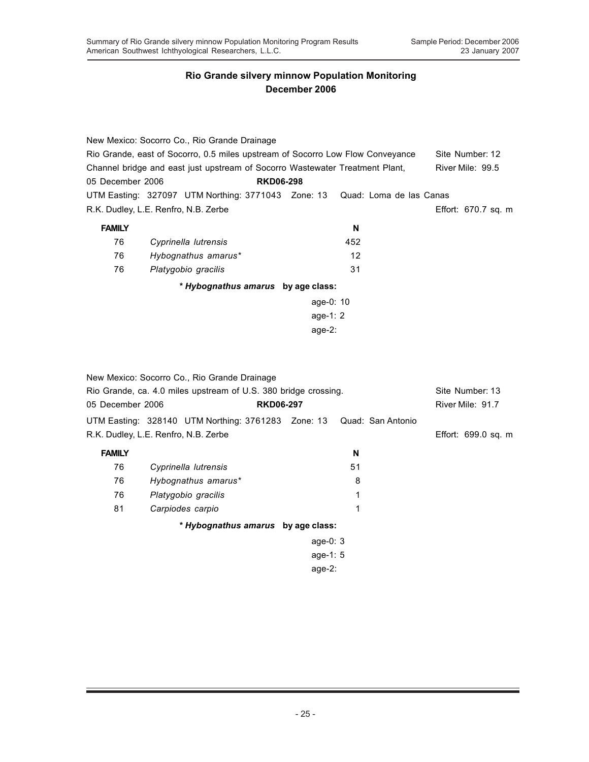## Rio Grande silvery minnow Population Monitoring
## December 2006

New Mexico: Socorro Co., Rio Grande Drainage
Rio Grande, east of Socorro, 0.5 miles upstream of Socorro Low Flow Conveyance Channel bridge and east just upstream of Socorro Wastewater Treatment Plant,
Site Number: 12
River Mile: 99.5
05 December 2006 **RKD06-298**
UTM Easting: 327097 UTM Northing: 3771043 Zone: 13 Quad: Loma de las Canas
R.K. Dudley, L.E. Renfro, N.B. Zerbe
Effort: 670.7 sq. m

| FAMILY | | N |
|---|---|---|
| 76 | *Cyprinella lutrensis* | 452 |
| 76 | *Hybognathus amarus** | 12 |
| 76 | *Platygobio gracilis* | 31 |

*** *Hybognathus amarus* by age class:**

age-0: 10
age-1: 2
age-2:

New Mexico: Socorro Co., Rio Grande Drainage
Rio Grande, ca. 4.0 miles upstream of U.S. 380 bridge crossing.
Site Number: 13
05 December 2006 **RKD06-297**
River Mile: 91.7
UTM Easting: 328140 UTM Northing: 3761283 Zone: 13 Quad: San Antonio
R.K. Dudley, L.E. Renfro, N.B. Zerbe
Effort: 699.0 sq. m

| FAMILY | | N |
|---|---|---|
| 76 | *Cyprinella lutrensis* | 51 |
| 76 | *Hybognathus amarus** | 8 |
| 76 | *Platygobio gracilis* | 1 |
| 81 | *Carpiodes carpio* | 1 |

*** *Hybognathus amarus* by age class:**

age-0: 3
age-1: 5
age-2: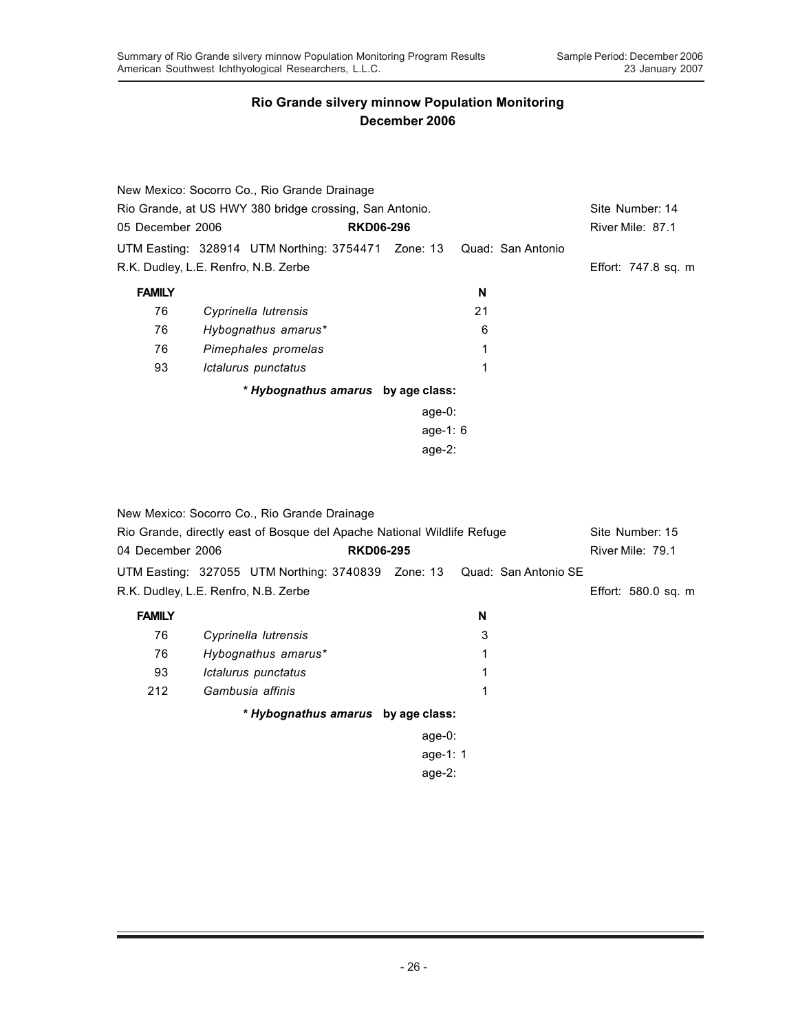## Rio Grande silvery minnow Population Monitoring
## December 2006

New Mexico: Socorro Co., Rio Grande Drainage
Rio Grande, at US HWY 380 bridge crossing, San Antonio. Site Number: 14
05 December 2006 **RKD06-296** River Mile: 87.1
UTM Easting: 328914 UTM Northing: 3754471 Zone: 13 Quad: San Antonio
R.K. Dudley, L.E. Renfro, N.B. Zerbe Effort: 747.8 sq. m

| FAMILY | | N |
|---|---|---|
| 76 | *Cyprinella lutrensis* | 21 |
| 76 | *Hybognathus amarus** | 6 |
| 76 | *Pimephales promelas* | 1 |
| 93 | *Ictalurus punctatus* | 1 |

***Hybognathus amarus* by age class:**

age-0:
age-1: 6
age-2:

New Mexico: Socorro Co., Rio Grande Drainage
Rio Grande, directly east of Bosque del Apache National Wildlife Refuge Site Number: 15
04 December 2006 **RKD06-295** River Mile: 79.1
UTM Easting: 327055 UTM Northing: 3740839 Zone: 13 Quad: San Antonio SE
R.K. Dudley, L.E. Renfro, N.B. Zerbe Effort: 580.0 sq. m

| FAMILY | | N |
|---|---|---|
| 76 | *Cyprinella lutrensis* | 3 |
| 76 | *Hybognathus amarus** | 1 |
| 93 | *Ictalurus punctatus* | 1 |
| 212 | *Gambusia affinis* | 1 |

***Hybognathus amarus* by age class:**

age-0:
age-1: 1
age-2: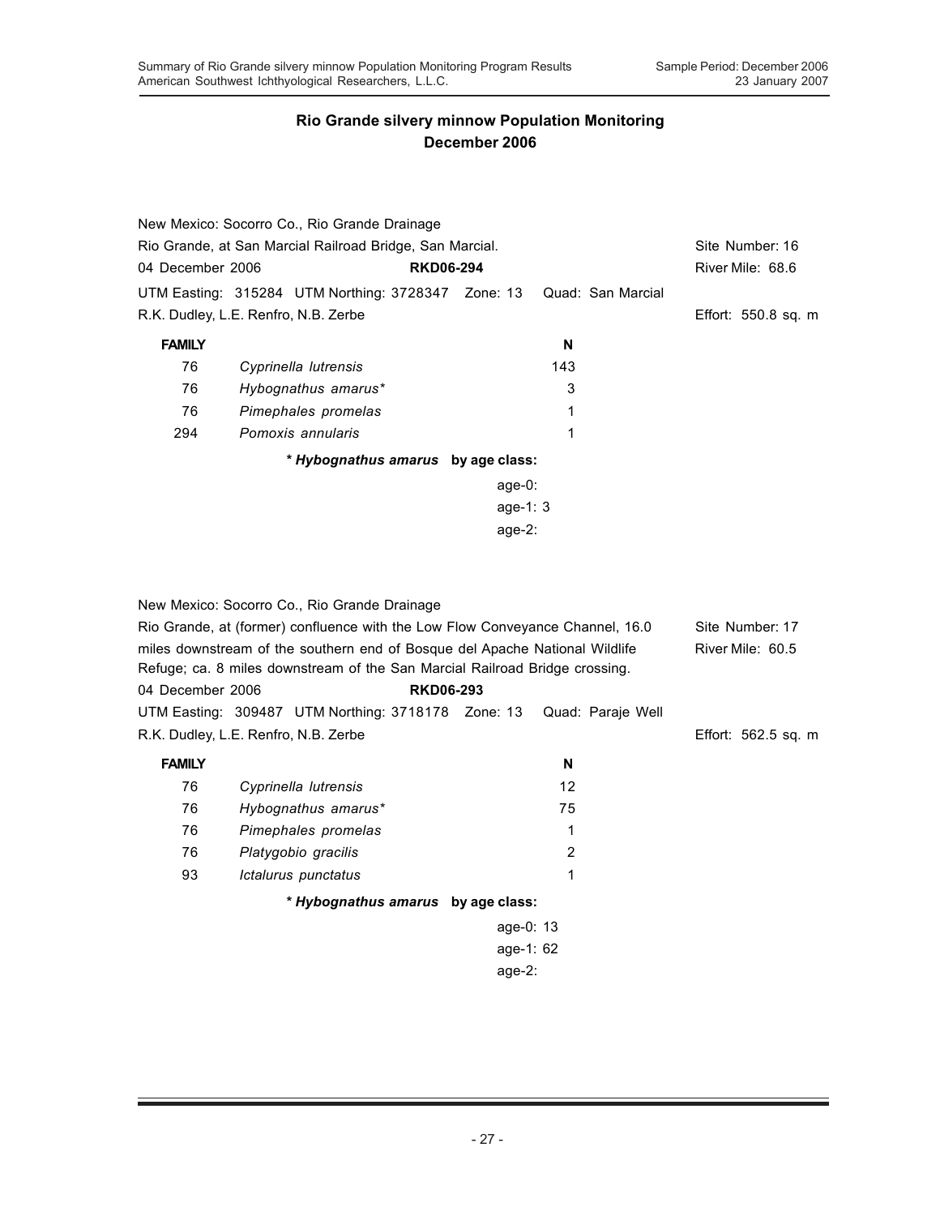## Rio Grande silvery minnow Population Monitoring
## December 2006

New Mexico: Socorro Co., Rio Grande Drainage

Rio Grande, at San Marcial Railroad Bridge, San Marcial. — Site Number: 16

04 December 2006 — **RKD06-294** — River Mile: 68.6

UTM Easting: 315284 UTM Northing: 3728347 Zone: 13 Quad: San Marcial

R.K. Dudley, L.E. Renfro, N.B. Zerbe — Effort: 550.8 sq. m

| FAMILY | | N |
|---|---|---|
| 76 | *Cyprinella lutrensis* | 143 |
| 76 | *Hybognathus amarus** | 3 |
| 76 | *Pimephales promelas* | 1 |
| 294 | *Pomoxis annularis* | 1 |

**\* *Hybognathus amarus* by age class:**

age-0:
age-1: 3
age-2:

New Mexico: Socorro Co., Rio Grande Drainage

Rio Grande, at (former) confluence with the Low Flow Conveyance Channel, 16.0 miles downstream of the southern end of Bosque del Apache National Wildlife Refuge; ca. 8 miles downstream of the San Marcial Railroad Bridge crossing. — Site Number: 17 — River Mile: 60.5

04 December 2006 — **RKD06-293**

UTM Easting: 309487 UTM Northing: 3718178 Zone: 13 Quad: Paraje Well

R.K. Dudley, L.E. Renfro, N.B. Zerbe — Effort: 562.5 sq. m

| FAMILY | | N |
|---|---|---|
| 76 | *Cyprinella lutrensis* | 12 |
| 76 | *Hybognathus amarus** | 75 |
| 76 | *Pimephales promelas* | 1 |
| 76 | *Platygobio gracilis* | 2 |
| 93 | *Ictalurus punctatus* | 1 |

**\* *Hybognathus amarus* by age class:**

age-0: 13
age-1: 62
age-2: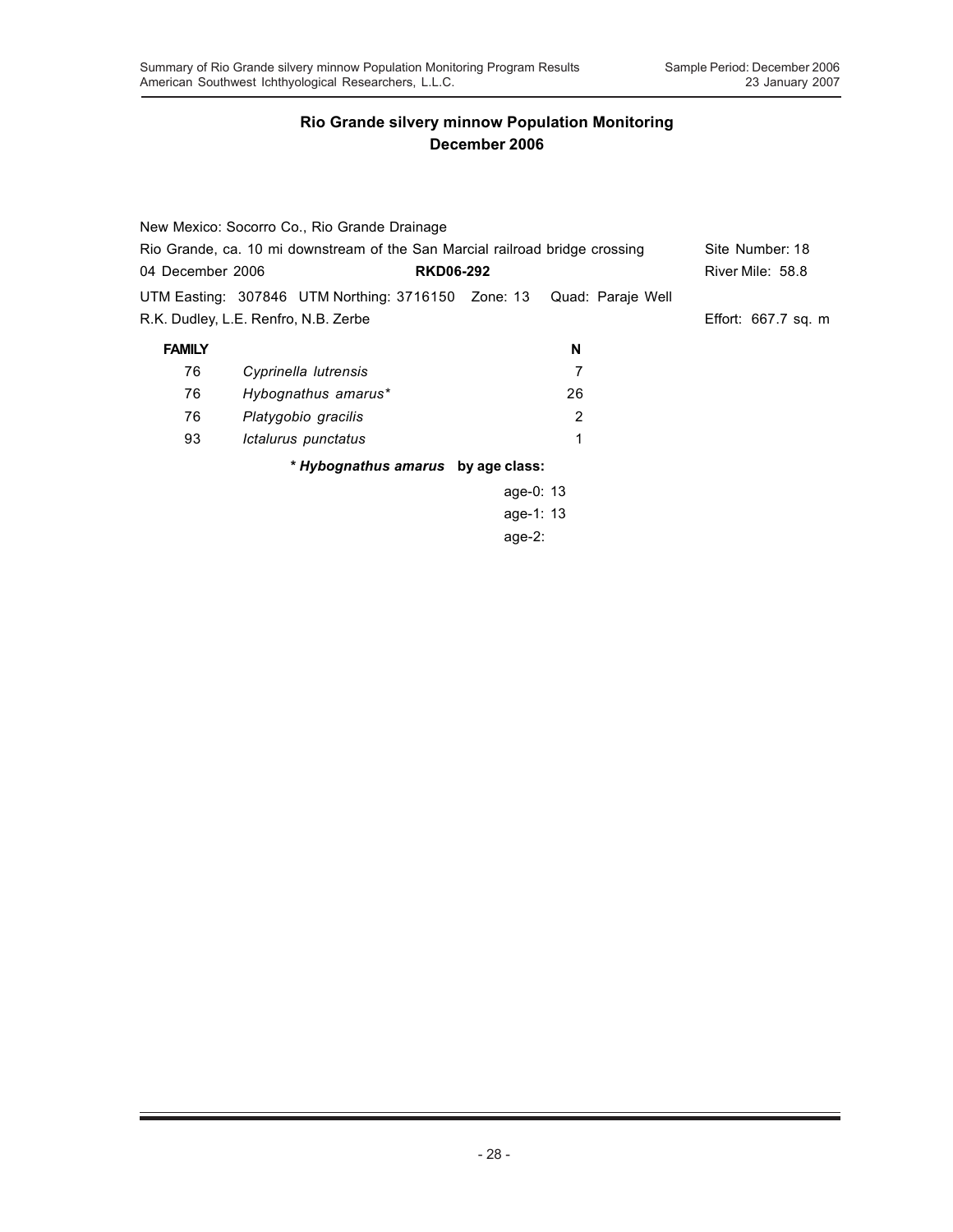## Rio Grande silvery minnow Population Monitoring
## December 2006

New Mexico: Socorro Co., Rio Grande Drainage

Rio Grande, ca. 10 mi downstream of the San Marcial railroad bridge crossing — Site Number: 18

04 December 2006 — **RKD06-292** — River Mile: 58.8

UTM Easting: 307846 UTM Northing: 3716150 Zone: 13 Quad: Paraje Well

R.K. Dudley, L.E. Renfro, N.B. Zerbe — Effort: 667.7 sq. m

| FAMILY | | N |
|---|---|---|
| 76 | *Cyprinella lutrensis* | 7 |
| 76 | *Hybognathus amarus** | 26 |
| 76 | *Platygobio gracilis* | 2 |
| 93 | *Ictalurus punctatus* | 1 |

**\* *Hybognathus amarus* by age class:**

age-0: 13

age-1: 13

age-2: